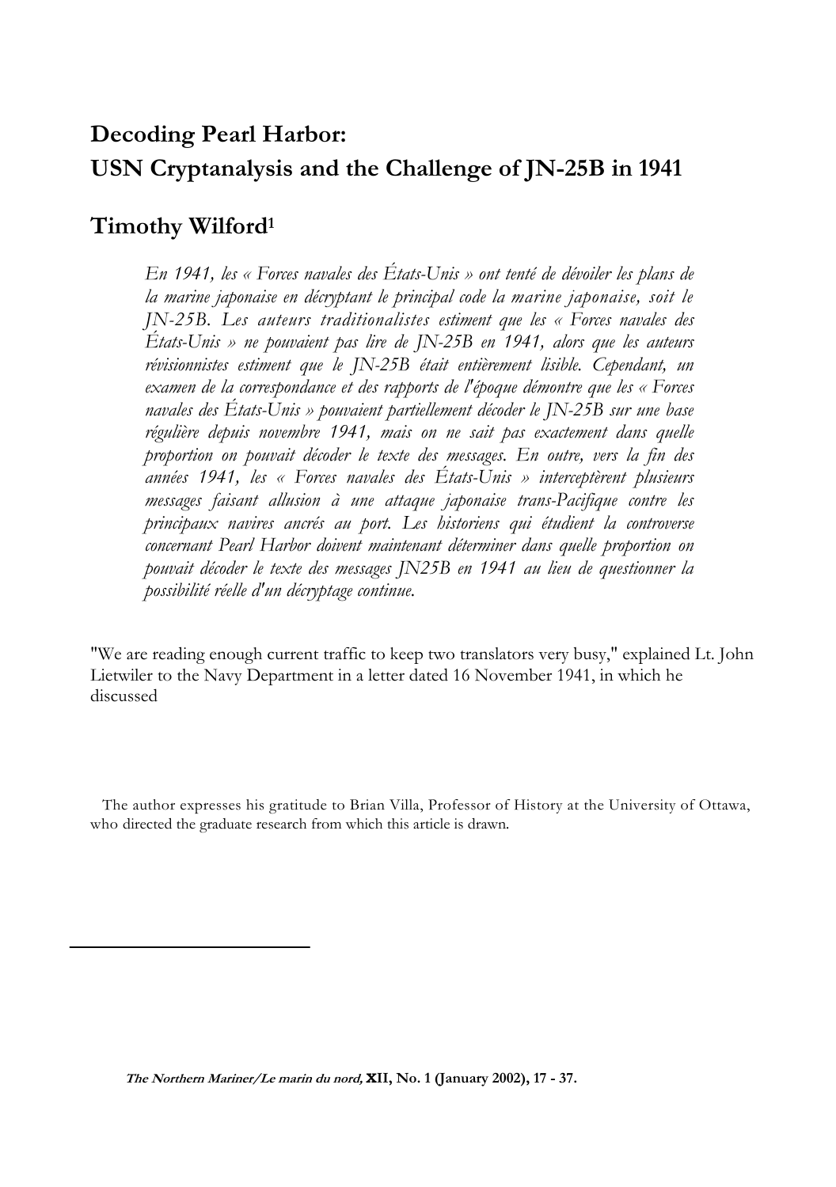# Decoding Pearl Harbor:
# USN Cryptanalysis and the Challenge of JN-25B in 1941

## Timothy Wilford[1]

*En 1941, les « Forces navales des États-Unis » ont tenté de dévoiler les plans de la marine japonaise en décryptant le principal code la marine japonaise, soit le JN-25B. Les auteurs traditionalistes estiment que les « Forces navales des États-Unis » ne pouvaient pas lire de JN-25B en 1941, alors que les auteurs révisionnistes estiment que le JN-25B était entièrement lisible. Cependant, un examen de la correspondance et des rapports de l'époque démontre que les « Forces navales des États-Unis » pouvaient partiellement décoder le JN-25B sur une base régulière depuis novembre 1941, mais on ne sait pas exactement dans quelle proportion on pouvait décoder le texte des messages. En outre, vers la fin des années 1941, les « Forces navales des États-Unis » interceptèrent plusieurs messages faisant allusion à une attaque japonaise trans-Pacifique contre les principaux navires ancrés au port. Les historiens qui étudient la controverse concernant Pearl Harbor doivent maintenant déterminer dans quelle proportion on pouvait décoder le texte des messages JN25B en 1941 au lieu de questionner la possibilité réelle d'un décryptage continue.*

"We are reading enough current traffic to keep two translators very busy," explained Lt. John Lietwiler to the Navy Department in a letter dated 16 November 1941, in which he discussed

[1] The author expresses his gratitude to Brian Villa, Professor of History at the University of Ottawa, who directed the graduate research from which this article is drawn.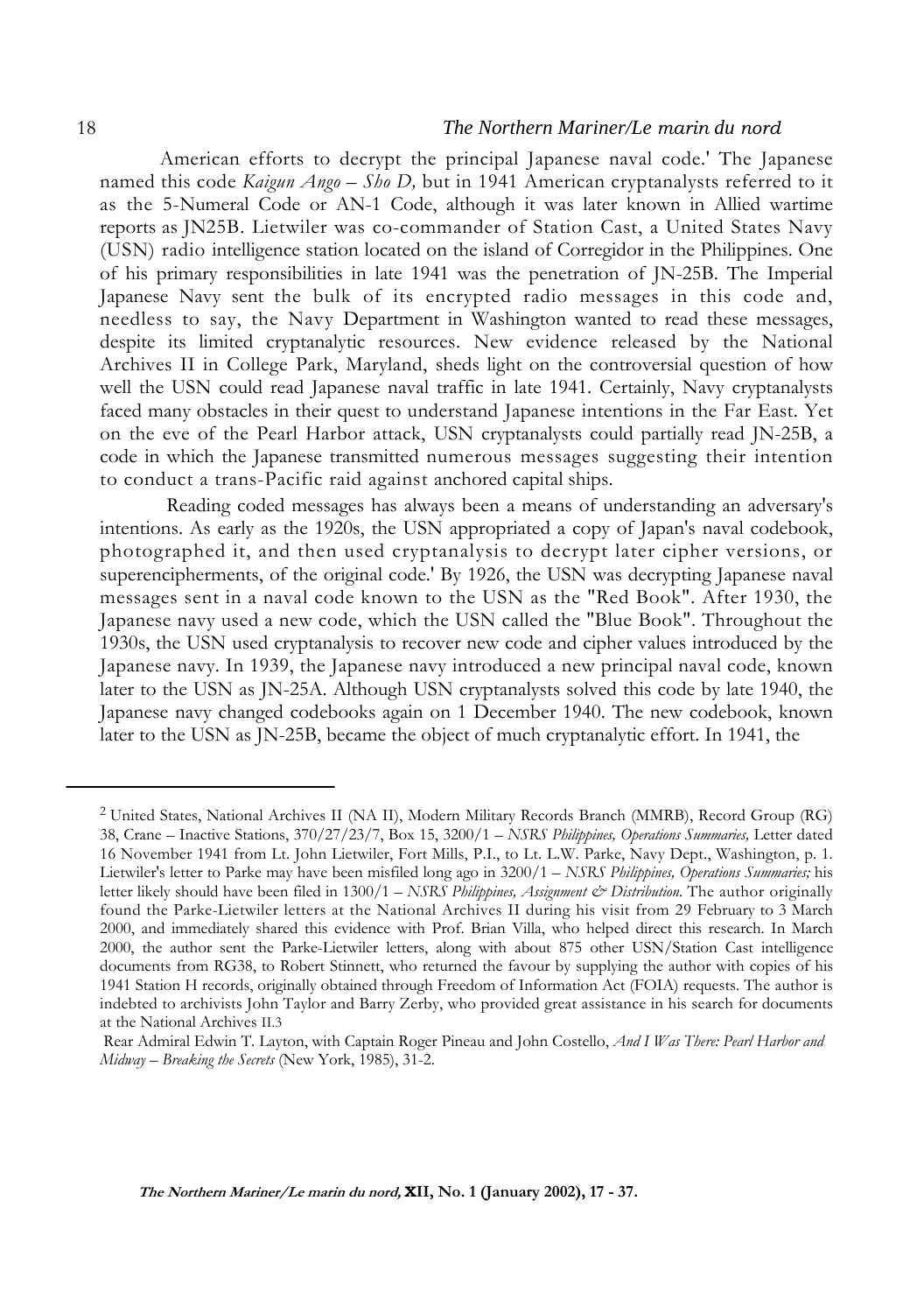American efforts to decrypt the principal Japanese naval code.' The Japanese named this code *Kaigun Ango – Sho D,* but in 1941 American cryptanalysts referred to it as the 5-Numeral Code or AN-1 Code, although it was later known in Allied wartime reports as JN25B. Lietwiler was co-commander of Station Cast, a United States Navy (USN) radio intelligence station located on the island of Corregidor in the Philippines. One of his primary responsibilities in late 1941 was the penetration of JN-25B. The Imperial Japanese Navy sent the bulk of its encrypted radio messages in this code and, needless to say, the Navy Department in Washington wanted to read these messages, despite its limited cryptanalytic resources. New evidence released by the National Archives II in College Park, Maryland, sheds light on the controversial question of how well the USN could read Japanese naval traffic in late 1941. Certainly, Navy cryptanalysts faced many obstacles in their quest to understand Japanese intentions in the Far East. Yet on the eve of the Pearl Harbor attack, USN cryptanalysts could partially read JN-25B, a code in which the Japanese transmitted numerous messages suggesting their intention to conduct a trans-Pacific raid against anchored capital ships.

Reading coded messages has always been a means of understanding an adversary's intentions. As early as the 1920s, the USN appropriated a copy of Japan's naval codebook, photographed it, and then used cryptanalysis to decrypt later cipher versions, or superencipherments, of the original code.' By 1926, the USN was decrypting Japanese naval messages sent in a naval code known to the USN as the "Red Book". After 1930, the Japanese navy used a new code, which the USN called the "Blue Book". Throughout the 1930s, the USN used cryptanalysis to recover new code and cipher values introduced by the Japanese navy. In 1939, the Japanese navy introduced a new principal naval code, known later to the USN as JN-25A. Although USN cryptanalysts solved this code by late 1940, the Japanese navy changed codebooks again on 1 December 1940. The new codebook, known later to the USN as JN-25B, became the object of much cryptanalytic effort. In 1941, the

---

[2] United States, National Archives II (NA II), Modern Military Records Branch (MMRB), Record Group (RG) 38, Crane – Inactive Stations, 370/27/23/7, Box 15, 3200/1 – *NSRS Philippines, Operations Summaries,* Letter dated 16 November 1941 from Lt. John Lietwiler, Fort Mills, P.I., to Lt. L.W. Parke, Navy Dept., Washington, p. 1. Lietwiler's letter to Parke may have been misfiled long ago in 3200/1 – *NSRS Philippines, Operations Summaries;* his letter likely should have been filed in 1300/1 – *NSRS Philippines, Assignment & Distribution.* The author originally found the Parke-Lietwiler letters at the National Archives II during his visit from 29 February to 3 March 2000, and immediately shared this evidence with Prof. Brian Villa, who helped direct this research. In March 2000, the author sent the Parke-Lietwiler letters, along with about 875 other USN/Station Cast intelligence documents from RG38, to Robert Stinnett, who returned the favour by supplying the author with copies of his 1941 Station H records, originally obtained through Freedom of Information Act (FOIA) requests. The author is indebted to archivists John Taylor and Barry Zerby, who provided great assistance in his search for documents at the National Archives II.[3]

Rear Admiral Edwin T. Layton, with Captain Roger Pineau and John Costello, *And I Was There: Pearl Harbor and Midway – Breaking the Secrets* (New York, 1985), 31-2.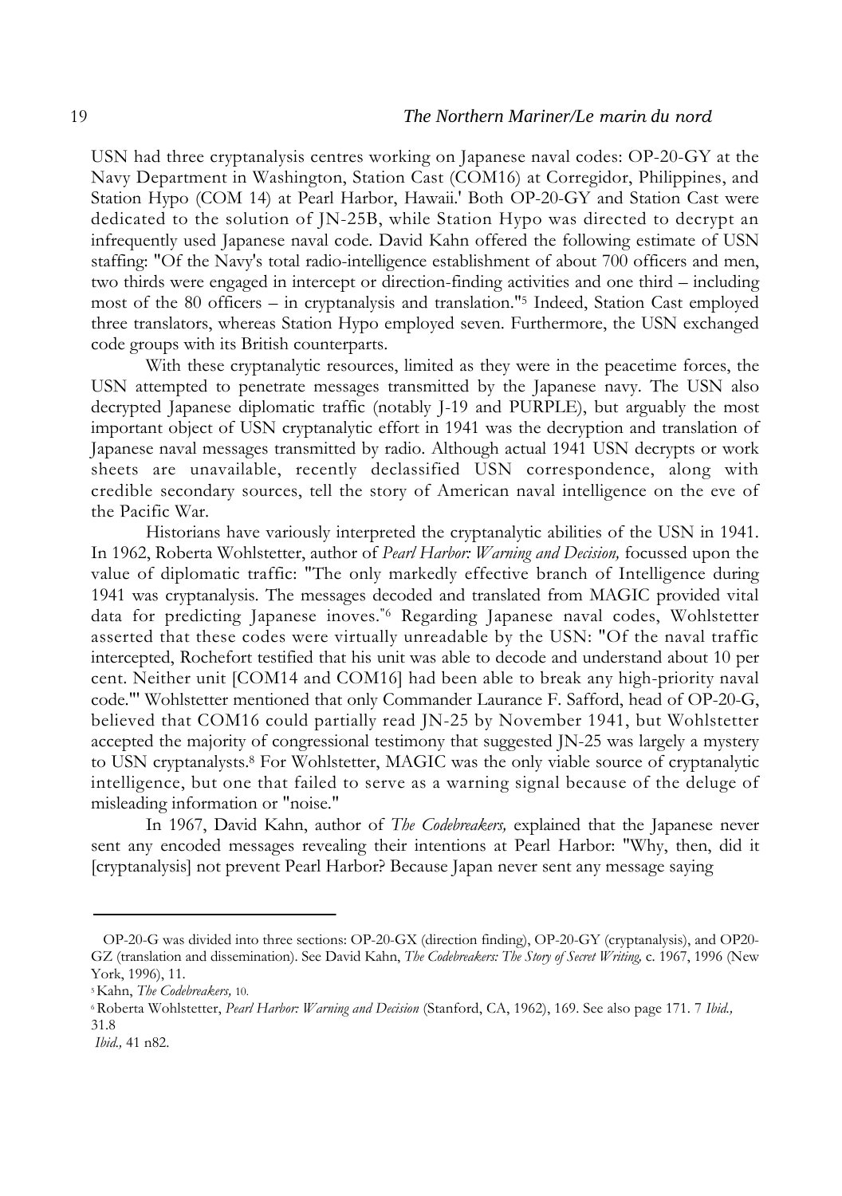USN had three cryptanalysis centres working on Japanese naval codes: OP-20-GY at the Navy Department in Washington, Station Cast (COM16) at Corregidor, Philippines, and Station Hypo (COM 14) at Pearl Harbor, Hawaii.' Both OP-20-GY and Station Cast were dedicated to the solution of JN-25B, while Station Hypo was directed to decrypt an infrequently used Japanese naval code. David Kahn offered the following estimate of USN staffing: "Of the Navy's total radio-intelligence establishment of about 700 officers and men, two thirds were engaged in intercept or direction-finding activities and one third – including most of the 80 officers – in cryptanalysis and translation."[5] Indeed, Station Cast employed three translators, whereas Station Hypo employed seven. Furthermore, the USN exchanged code groups with its British counterparts.

With these cryptanalytic resources, limited as they were in the peacetime forces, the USN attempted to penetrate messages transmitted by the Japanese navy. The USN also decrypted Japanese diplomatic traffic (notably J-19 and PURPLE), but arguably the most important object of USN cryptanalytic effort in 1941 was the decryption and translation of Japanese naval messages transmitted by radio. Although actual 1941 USN decrypts or work sheets are unavailable, recently declassified USN correspondence, along with credible secondary sources, tell the story of American naval intelligence on the eve of the Pacific War.

Historians have variously interpreted the cryptanalytic abilities of the USN in 1941. In 1962, Roberta Wohlstetter, author of *Pearl Harbor: Warning and Decision,* focussed upon the value of diplomatic traffic: "The only markedly effective branch of Intelligence during 1941 was cryptanalysis. The messages decoded and translated from MAGIC provided vital data for predicting Japanese inoves."[6] Regarding Japanese naval codes, Wohlstetter asserted that these codes were virtually unreadable by the USN: "Of the naval traffic intercepted, Rochefort testified that his unit was able to decode and understand about 10 per cent. Neither unit [COM14 and COM16] had been able to break any high-priority naval code."' Wohlstetter mentioned that only Commander Laurance F. Safford, head of OP-20-G, believed that COM16 could partially read JN-25 by November 1941, but Wohlstetter accepted the majority of congressional testimony that suggested JN-25 was largely a mystery to USN cryptanalysts.[8] For Wohlstetter, MAGIC was the only viable source of cryptanalytic intelligence, but one that failed to serve as a warning signal because of the deluge of misleading information or "noise."

In 1967, David Kahn, author of *The Codebreakers,* explained that the Japanese never sent any encoded messages revealing their intentions at Pearl Harbor: "Why, then, did it [cryptanalysis] not prevent Pearl Harbor? Because Japan never sent any message saying

---

OP-20-G was divided into three sections: OP-20-GX (direction finding), OP-20-GY (cryptanalysis), and OP20-GZ (translation and dissemination). See David Kahn, *The Codebreakers: The Story of Secret Writing,* c. 1967, 1996 (New York, 1996), 11.

[5] Kahn, *The Codebreakers,* 10.

[6] Roberta Wohlstetter, *Pearl Harbor: Warning and Decision* (Stanford, CA, 1962), 169. See also page 171. 7 *Ibid.,* 31.8

*Ibid.,* 41 n82.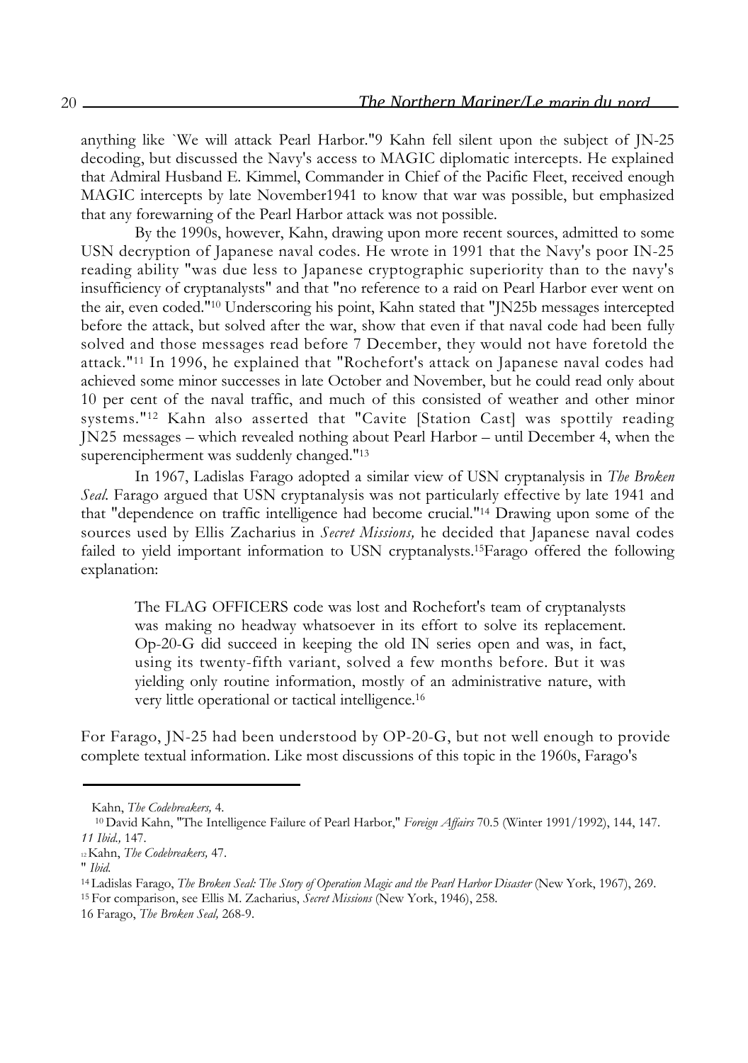anything like `We will attack Pearl Harbor."9 Kahn fell silent upon the subject of JN-25 decoding, but discussed the Navy's access to MAGIC diplomatic intercepts. He explained that Admiral Husband E. Kimmel, Commander in Chief of the Pacific Fleet, received enough MAGIC intercepts by late November1941 to know that war was possible, but emphasized that any forewarning of the Pearl Harbor attack was not possible.

By the 1990s, however, Kahn, drawing upon more recent sources, admitted to some USN decryption of Japanese naval codes. He wrote in 1991 that the Navy's poor IN-25 reading ability "was due less to Japanese cryptographic superiority than to the navy's insufficiency of cryptanalysts" and that "no reference to a raid on Pearl Harbor ever went on the air, even coded."[10] Underscoring his point, Kahn stated that "JN25b messages intercepted before the attack, but solved after the war, show that even if that naval code had been fully solved and those messages read before 7 December, they would not have foretold the attack."[11] In 1996, he explained that "Rochefort's attack on Japanese naval codes had achieved some minor successes in late October and November, but he could read only about 10 per cent of the naval traffic, and much of this consisted of weather and other minor systems."[12] Kahn also asserted that "Cavite [Station Cast] was spottily reading JN25 messages – which revealed nothing about Pearl Harbor – until December 4, when the superencipherment was suddenly changed."[13]

In 1967, Ladislas Farago adopted a similar view of USN cryptanalysis in *The Broken Seal.* Farago argued that USN cryptanalysis was not particularly effective by late 1941 and that "dependence on traffic intelligence had become crucial."[14] Drawing upon some of the sources used by Ellis Zacharius in *Secret Missions,* he decided that Japanese naval codes failed to yield important information to USN cryptanalysts.[15]Farago offered the following explanation:

> The FLAG OFFICERS code was lost and Rochefort's team of cryptanalysts was making no headway whatsoever in its effort to solve its replacement. Op-20-G did succeed in keeping the old IN series open and was, in fact, using its twenty-fifth variant, solved a few months before. But it was yielding only routine information, mostly of an administrative nature, with very little operational or tactical intelligence.[16]

For Farago, JN-25 had been understood by OP-20-G, but not well enough to provide complete textual information. Like most discussions of this topic in the 1960s, Farago's

---

Kahn, *The Codebreakers,* 4.

[10] David Kahn, "The Intelligence Failure of Pearl Harbor," *Foreign Affairs* 70.5 (Winter 1991/1992), 144, 147.

[11] *Ibid.,* 147.

[12] Kahn, *The Codebreakers,* 47.

" *Ibid.*

[14] Ladislas Farago, *The Broken Seal: The Story of Operation Magic and the Pearl Harbor Disaster* (New York, 1967), 269.

[15] For comparison, see Ellis M. Zacharius, *Secret Missions* (New York, 1946), 258.

16 Farago, *The Broken Seal,* 268-9.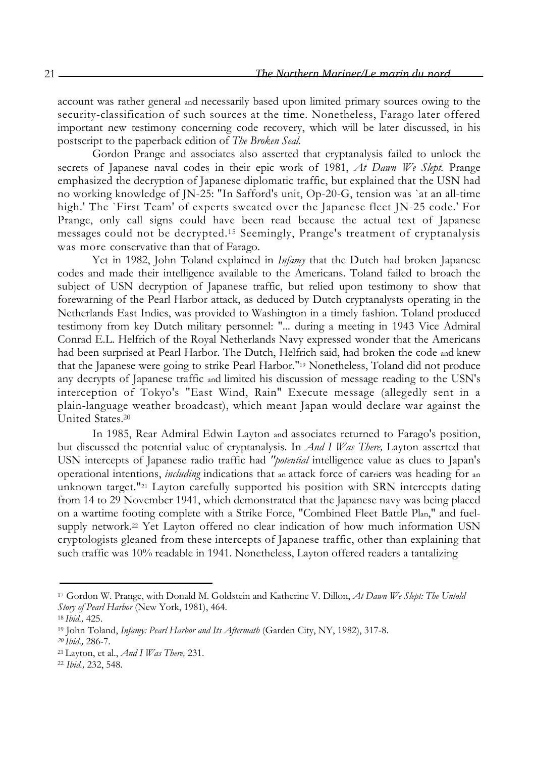account was rather general and necessarily based upon limited primary sources owing to the security-classification of such sources at the time. Nonetheless, Farago later offered important new testimony concerning code recovery, which will be later discussed, in his postscript to the paperback edition of *The Broken Seal.*

Gordon Prange and associates also asserted that cryptanalysis failed to unlock the secrets of Japanese naval codes in their epic work of 1981, *At Dawn We Slept.* Prange emphasized the decryption of Japanese diplomatic traffic, but explained that the USN had no working knowledge of JN-25: "In Safford's unit, Op-20-G, tension was `at an all-time high.' The `First Team' of experts sweated over the Japanese fleet JN-25 code.' For Prange, only call signs could have been read because the actual text of Japanese messages could not be decrypted.[15] Seemingly, Prange's treatment of cryptanalysis was more conservative than that of Farago.

Yet in 1982, John Toland explained in *Infamy* that the Dutch had broken Japanese codes and made their intelligence available to the Americans. Toland failed to broach the subject of USN decryption of Japanese traffic, but relied upon testimony to show that forewarning of the Pearl Harbor attack, as deduced by Dutch cryptanalysts operating in the Netherlands East Indies, was provided to Washington in a timely fashion. Toland produced testimony from key Dutch military personnel: "... during a meeting in 1943 Vice Admiral Conrad E.L. Helfrich of the Royal Netherlands Navy expressed wonder that the Americans had been surprised at Pearl Harbor. The Dutch, Helfrich said, had broken the code and knew that the Japanese were going to strike Pearl Harbor."[19] Nonetheless, Toland did not produce any decrypts of Japanese traffic and limited his discussion of message reading to the USN's interception of Tokyo's "East Wind, Rain" Execute message (allegedly sent in a plain-language weather broadcast), which meant Japan would declare war against the United States.[20]

In 1985, Rear Admiral Edwin Layton and associates returned to Farago's position, but discussed the potential value of cryptanalysis. In *And I Was There,* Layton asserted that USN intercepts of Japanese radio traffic had *"potential* intelligence value as clues to Japan's operational intentions, *including* indications that an attack force of carriers was heading for an unknown target."[21] Layton carefully supported his position with SRN intercepts dating from 14 to 29 November 1941, which demonstrated that the Japanese navy was being placed on a wartime footing complete with a Strike Force, "Combined Fleet Battle Plan," and fuel-supply network.[22] Yet Layton offered no clear indication of how much information USN cryptologists gleaned from these intercepts of Japanese traffic, other than explaining that such traffic was 10% readable in 1941. Nonetheless, Layton offered readers a tantalizing

---

[17] Gordon W. Prange, with Donald M. Goldstein and Katherine V. Dillon, *At Dawn We Slept: The Untold Story of Pearl Harbor* (New York, 1981), 464.

[18] *Ibid.,* 425.

[19] John Toland, *Infamy: Pearl Harbor and Its Aftermath* (Garden City, NY, 1982), 317-8.

[20] *Ibid.,* 286-7.

[21] Layton, et al., *And I Was There,* 231.

[22] *Ibid.,* 232, 548.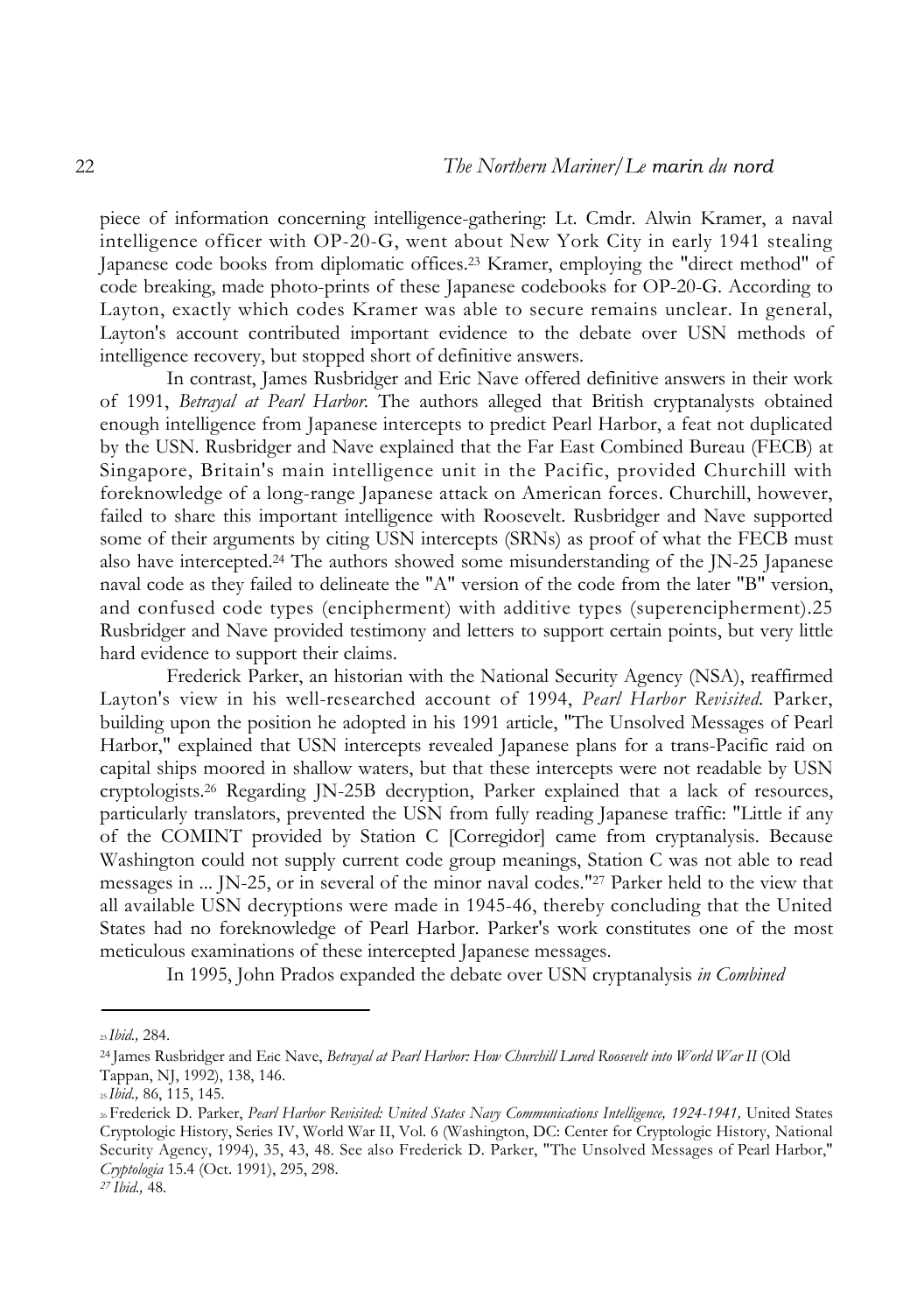piece of information concerning intelligence-gathering: Lt. Cmdr. Alwin Kramer, a naval intelligence officer with OP-20-G, went about New York City in early 1941 stealing Japanese code books from diplomatic offices.[23] Kramer, employing the "direct method" of code breaking, made photo-prints of these Japanese codebooks for OP-20-G. According to Layton, exactly which codes Kramer was able to secure remains unclear. In general, Layton's account contributed important evidence to the debate over USN methods of intelligence recovery, but stopped short of definitive answers.

In contrast, James Rusbridger and Eric Nave offered definitive answers in their work of 1991, *Betrayal at Pearl Harbor*. The authors alleged that British cryptanalysts obtained enough intelligence from Japanese intercepts to predict Pearl Harbor, a feat not duplicated by the USN. Rusbridger and Nave explained that the Far East Combined Bureau (FECB) at Singapore, Britain's main intelligence unit in the Pacific, provided Churchill with foreknowledge of a long-range Japanese attack on American forces. Churchill, however, failed to share this important intelligence with Roosevelt. Rusbridger and Nave supported some of their arguments by citing USN intercepts (SRNs) as proof of what the FECB must also have intercepted.[24] The authors showed some misunderstanding of the JN-25 Japanese naval code as they failed to delineate the "A" version of the code from the later "B" version, and confused code types (encipherment) with additive types (superencipherment).25 Rusbridger and Nave provided testimony and letters to support certain points, but very little hard evidence to support their claims.

Frederick Parker, an historian with the National Security Agency (NSA), reaffirmed Layton's view in his well-researched account of 1994, *Pearl Harbor Revisited*. Parker, building upon the position he adopted in his 1991 article, "The Unsolved Messages of Pearl Harbor," explained that USN intercepts revealed Japanese plans for a trans-Pacific raid on capital ships moored in shallow waters, but that these intercepts were not readable by USN cryptologists.[26] Regarding JN-25B decryption, Parker explained that a lack of resources, particularly translators, prevented the USN from fully reading Japanese traffic: "Little if any of the COMINT provided by Station C [Corregidor] came from cryptanalysis. Because Washington could not supply current code group meanings, Station C was not able to read messages in ... JN-25, or in several of the minor naval codes."[27] Parker held to the view that all available USN decryptions were made in 1945-46, thereby concluding that the United States had no foreknowledge of Pearl Harbor. Parker's work constitutes one of the most meticulous examinations of these intercepted Japanese messages.

In 1995, John Prados expanded the debate over USN cryptanalysis *in Combined*

---

[23] *Ibid.,* 284.

[24] James Rusbridger and Eric Nave, *Betrayal at Pearl Harbor: How Churchill Lured Roosevelt into World War II* (Old Tappan, NJ, 1992), 138, 146.

[25] *Ibid.,* 86, 115, 145.

[26] Frederick D. Parker, *Pearl Harbor Revisited: United States Navy Communications Intelligence, 1924-1941,* United States Cryptologic History, Series IV, World War II, Vol. 6 (Washington, DC: Center for Cryptologic History, National Security Agency, 1994), 35, 43, 48. See also Frederick D. Parker, "The Unsolved Messages of Pearl Harbor," *Cryptologia* 15.4 (Oct. 1991), 295, 298.

[27] *Ibid.,* 48.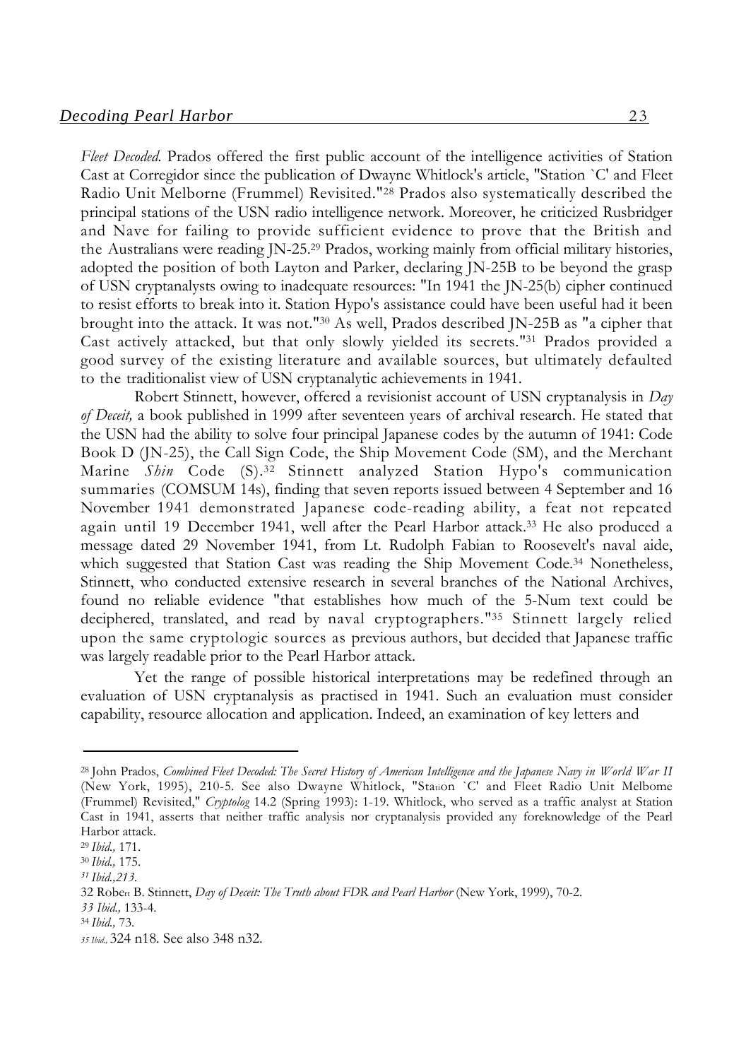*Fleet Decoded*. Prados offered the first public account of the intelligence activities of Station Cast at Corregidor since the publication of Dwayne Whitlock's article, "Station `C' and Fleet Radio Unit Melborne (Frummel) Revisited."[28] Prados also systematically described the principal stations of the USN radio intelligence network. Moreover, he criticized Rusbridger and Nave for failing to provide sufficient evidence to prove that the British and the Australians were reading JN-25.[29] Prados, working mainly from official military histories, adopted the position of both Layton and Parker, declaring JN-25B to be beyond the grasp of USN cryptanalysts owing to inadequate resources: "In 1941 the JN-25(b) cipher continued to resist efforts to break into it. Station Hypo's assistance could have been useful had it been brought into the attack. It was not."[30] As well, Prados described JN-25B as "a cipher that Cast actively attacked, but that only slowly yielded its secrets."[31] Prados provided a good survey of the existing literature and available sources, but ultimately defaulted to the traditionalist view of USN cryptanalytic achievements in 1941.

Robert Stinnett, however, offered a revisionist account of USN cryptanalysis in *Day of Deceit,* a book published in 1999 after seventeen years of archival research. He stated that the USN had the ability to solve four principal Japanese codes by the autumn of 1941: Code Book D (JN-25), the Call Sign Code, the Ship Movement Code (SM), and the Merchant Marine *Shin* Code (S).[32] Stinnett analyzed Station Hypo's communication summaries (COMSUM 14s), finding that seven reports issued between 4 September and 16 November 1941 demonstrated Japanese code-reading ability, a feat not repeated again until 19 December 1941, well after the Pearl Harbor attack.[33] He also produced a message dated 29 November 1941, from Lt. Rudolph Fabian to Roosevelt's naval aide, which suggested that Station Cast was reading the Ship Movement Code.[34] Nonetheless, Stinnett, who conducted extensive research in several branches of the National Archives, found no reliable evidence "that establishes how much of the 5-Num text could be deciphered, translated, and read by naval cryptographers."[35] Stinnett largely relied upon the same cryptologic sources as previous authors, but decided that Japanese traffic was largely readable prior to the Pearl Harbor attack.

Yet the range of possible historical interpretations may be redefined through an evaluation of USN cryptanalysis as practised in 1941. Such an evaluation must consider capability, resource allocation and application. Indeed, an examination of key letters and

---

[28] John Prados, *Combined Fleet Decoded: The Secret History of American Intelligence and the Japanese Navy in World War II* (New York, 1995), 210-5. See also Dwayne Whitlock, "Station `C' and Fleet Radio Unit Melbome (Frummel) Revisited," *Cryptolog* 14.2 (Spring 1993): 1-19. Whitlock, who served as a traffic analyst at Station Cast in 1941, asserts that neither traffic analysis nor cryptanalysis provided any foreknowledge of the Pearl Harbor attack.

[29] *Ibid.,* 171.

[30] *Ibid.,* 175.

[31] *Ibid.,213.*

[32] Robert B. Stinnett, *Day of Deceit: The Truth about FDR and Pearl Harbor* (New York, 1999), 70-2.

[33] *Ibid.,* 133-4.

[34] *Ibid.,* 73.

[35] *Ibid.,* 324 n18. See also 348 n32.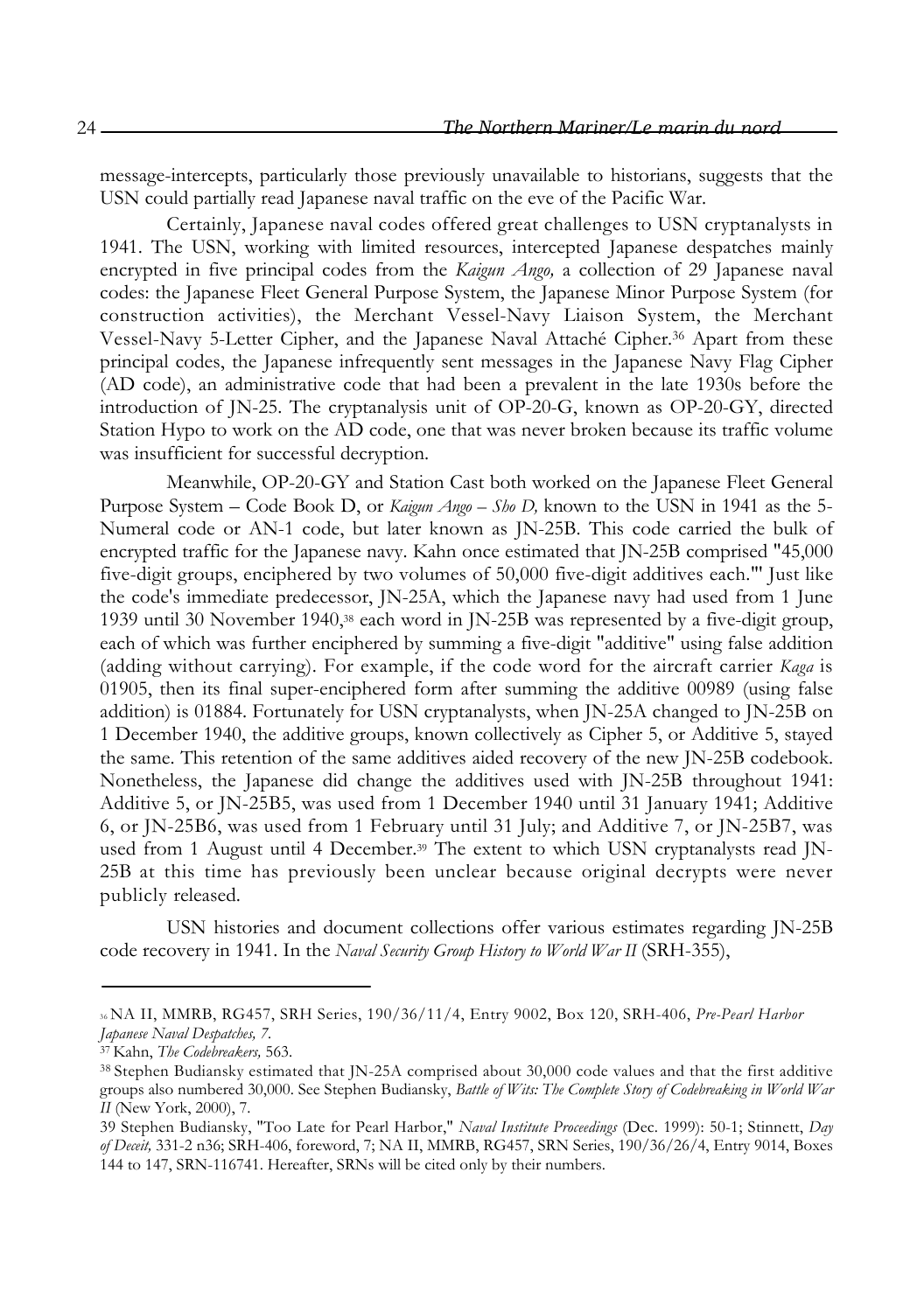message-intercepts, particularly those previously unavailable to historians, suggests that the USN could partially read Japanese naval traffic on the eve of the Pacific War.

Certainly, Japanese naval codes offered great challenges to USN cryptanalysts in 1941. The USN, working with limited resources, intercepted Japanese despatches mainly encrypted in five principal codes from the *Kaigun Ango,* a collection of 29 Japanese naval codes: the Japanese Fleet General Purpose System, the Japanese Minor Purpose System (for construction activities), the Merchant Vessel-Navy Liaison System, the Merchant Vessel-Navy 5-Letter Cipher, and the Japanese Naval Attaché Cipher.[36] Apart from these principal codes, the Japanese infrequently sent messages in the Japanese Navy Flag Cipher (AD code), an administrative code that had been a prevalent in the late 1930s before the introduction of JN-25. The cryptanalysis unit of OP-20-G, known as OP-20-GY, directed Station Hypo to work on the AD code, one that was never broken because its traffic volume was insufficient for successful decryption.

Meanwhile, OP-20-GY and Station Cast both worked on the Japanese Fleet General Purpose System – Code Book D, or *Kaigun Ango – Sho D,* known to the USN in 1941 as the 5-Numeral code or AN-1 code, but later known as JN-25B. This code carried the bulk of encrypted traffic for the Japanese navy. Kahn once estimated that JN-25B comprised "45,000 five-digit groups, enciphered by two volumes of 50,000 five-digit additives each."' Just like the code's immediate predecessor, JN-25A, which the Japanese navy had used from 1 June 1939 until 30 November 1940,[38] each word in JN-25B was represented by a five-digit group, each of which was further enciphered by summing a five-digit "additive" using false addition (adding without carrying). For example, if the code word for the aircraft carrier *Kaga* is 01905, then its final super-enciphered form after summing the additive 00989 (using false addition) is 01884. Fortunately for USN cryptanalysts, when JN-25A changed to JN-25B on 1 December 1940, the additive groups, known collectively as Cipher 5, or Additive 5, stayed the same. This retention of the same additives aided recovery of the new JN-25B codebook. Nonetheless, the Japanese did change the additives used with JN-25B throughout 1941: Additive 5, or JN-25B5, was used from 1 December 1940 until 31 January 1941; Additive 6, or JN-25B6, was used from 1 February until 31 July; and Additive 7, or JN-25B7, was used from 1 August until 4 December.[39] The extent to which USN cryptanalysts read JN-25B at this time has previously been unclear because original decrypts were never publicly released.

USN histories and document collections offer various estimates regarding JN-25B code recovery in 1941. In the *Naval Security Group History to World War II* (SRH-355),

---

[36] NA II, MMRB, RG457, SRH Series, 190/36/11/4, Entry 9002, Box 120, SRH-406, *Pre-Pearl Harbor Japanese Naval Despatches, 7.*

[37] Kahn, *The Codebreakers,* 563.

[38] Stephen Budiansky estimated that JN-25A comprised about 30,000 code values and that the first additive groups also numbered 30,000. See Stephen Budiansky, *Battle of Wits: The Complete Story of Codebreaking in World War II* (New York, 2000), 7.

[39] Stephen Budiansky, "Too Late for Pearl Harbor," *Naval Institute Proceedings* (Dec. 1999): 50-1; Stinnett, *Day of Deceit,* 331-2 n36; SRH-406, foreword, 7; NA II, MMRB, RG457, SRN Series, 190/36/26/4, Entry 9014, Boxes 144 to 147, SRN-116741. Hereafter, SRNs will be cited only by their numbers.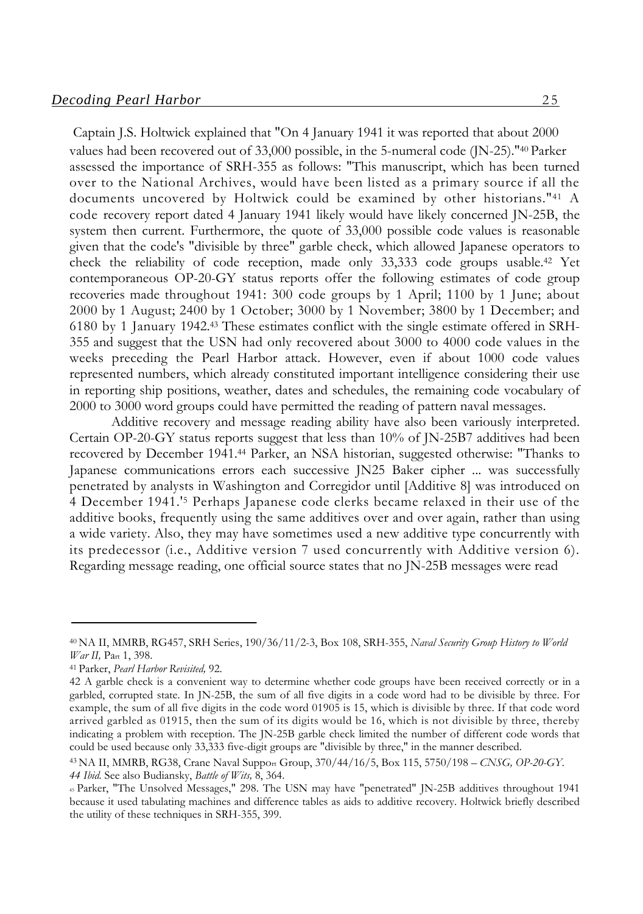Captain J.S. Holtwick explained that "On 4 January 1941 it was reported that about 2000 values had been recovered out of 33,000 possible, in the 5-numeral code (JN-25)."[40] Parker assessed the importance of SRH-355 as follows: "This manuscript, which has been turned over to the National Archives, would have been listed as a primary source if all the documents uncovered by Holtwick could be examined by other historians."[41] A code recovery report dated 4 January 1941 likely would have likely concerned JN-25B, the system then current. Furthermore, the quote of 33,000 possible code values is reasonable given that the code's "divisible by three" garble check, which allowed Japanese operators to check the reliability of code reception, made only 33,333 code groups usable.[42] Yet contemporaneous OP-20-GY status reports offer the following estimates of code group recoveries made throughout 1941: 300 code groups by 1 April; 1100 by 1 June; about 2000 by 1 August; 2400 by 1 October; 3000 by 1 November; 3800 by 1 December; and 6180 by 1 January 1942.[43] These estimates conflict with the single estimate offered in SRH-355 and suggest that the USN had only recovered about 3000 to 4000 code values in the weeks preceding the Pearl Harbor attack. However, even if about 1000 code values represented numbers, which already constituted important intelligence considering their use in reporting ship positions, weather, dates and schedules, the remaining code vocabulary of 2000 to 3000 word groups could have permitted the reading of pattern naval messages.

Additive recovery and message reading ability have also been variously interpreted. Certain OP-20-GY status reports suggest that less than 10% of JN-25B7 additives had been recovered by December 1941.[44] Parker, an NSA historian, suggested otherwise: "Thanks to Japanese communications errors each successive JN25 Baker cipher ... was successfully penetrated by analysts in Washington and Corregidor until [Additive 8] was introduced on 4 December 1941.'[5] Perhaps Japanese code clerks became relaxed in their use of the additive books, frequently using the same additives over and over again, rather than using a wide variety. Also, they may have sometimes used a new additive type concurrently with its predecessor (i.e., Additive version 7 used concurrently with Additive version 6). Regarding message reading, one official source states that no JN-25B messages were read

---

[40] NA II, MMRB, RG457, SRH Series, 190/36/11/2-3, Box 108, SRH-355, *Naval Security Group History to World War II,* Part 1, 398.

[41] Parker, *Pearl Harbor Revisited,* 92.

42 A garble check is a convenient way to determine whether code groups have been received correctly or in a garbled, corrupted state. In JN-25B, the sum of all five digits in a code word had to be divisible by three. For example, the sum of all five digits in the code word 01905 is 15, which is divisible by three. If that code word arrived garbled as 01915, then the sum of its digits would be 16, which is not divisible by three, thereby indicating a problem with reception. The JN-25B garble check limited the number of different code words that could be used because only 33,333 five-digit groups are "divisible by three," in the manner described.

[43] NA II, MMRB, RG38, Crane Naval Support Group, 370/44/16/5, Box 115, 5750/198 – *CNSG, OP-20-GY.*

*44 Ibid.* See also Budiansky, *Battle of Wits,* 8, 364.

[45] Parker, "The Unsolved Messages," 298. The USN may have "penetrated" JN-25B additives throughout 1941 because it used tabulating machines and difference tables as aids to additive recovery. Holtwick briefly described the utility of these techniques in SRH-355, 399.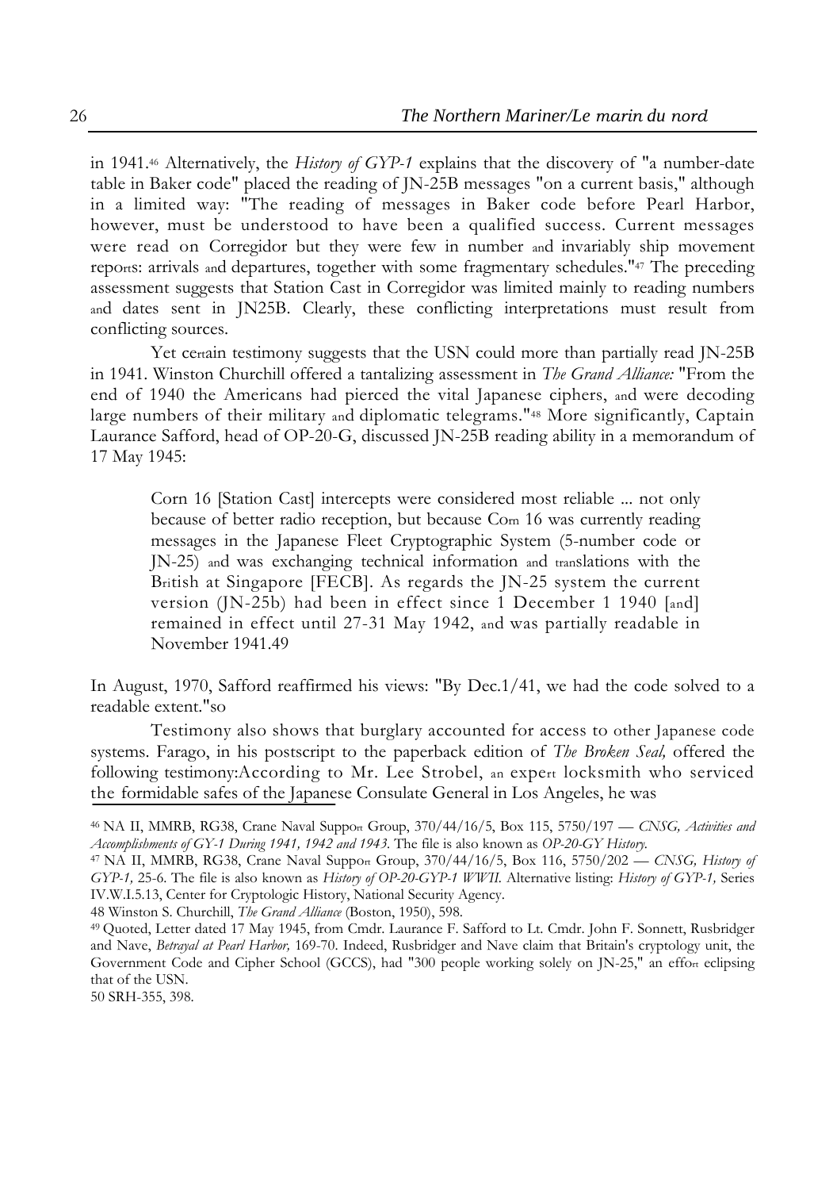in 1941.[46] Alternatively, the *History of GYP-1* explains that the discovery of "a number-date table in Baker code" placed the reading of JN-25B messages "on a current basis," although in a limited way: "The reading of messages in Baker code before Pearl Harbor, however, must be understood to have been a qualified success. Current messages were read on Corregidor but they were few in number and invariably ship movement reports: arrivals and departures, together with some fragmentary schedules."[47] The preceding assessment suggests that Station Cast in Corregidor was limited mainly to reading numbers and dates sent in JN25B. Clearly, these conflicting interpretations must result from conflicting sources.

Yet certain testimony suggests that the USN could more than partially read JN-25B in 1941. Winston Churchill offered a tantalizing assessment in *The Grand Alliance:* "From the end of 1940 the Americans had pierced the vital Japanese ciphers, and were decoding large numbers of their military and diplomatic telegrams."[48] More significantly, Captain Laurance Safford, head of OP-20-G, discussed JN-25B reading ability in a memorandum of 17 May 1945:

> Corn 16 [Station Cast] intercepts were considered most reliable ... not only because of better radio reception, but because Corn 16 was currently reading messages in the Japanese Fleet Cryptographic System (5-number code or JN-25) and was exchanging technical information and translations with the British at Singapore [FECB]. As regards the JN-25 system the current version (JN-25b) had been in effect since 1 December 1 1940 [and] remained in effect until 27-31 May 1942, and was partially readable in November 1941.[49]

In August, 1970, Safford reaffirmed his views: "By Dec.1/41, we had the code solved to a readable extent."[50]

Testimony also shows that burglary accounted for access to other Japanese code systems. Farago, in his postscript to the paperback edition of *The Broken Seal,* offered the following testimony:According to Mr. Lee Strobel, an expert locksmith who serviced the formidable safes of the Japanese Consulate General in Los Angeles, he was

---

[46] NA II, MMRB, RG38, Crane Naval Support Group, 370/44/16/5, Box 115, 5750/197 — *CNSG, Activities and Accomplishments of GY-1 During 1941, 1942 and 1943.* The file is also known as *OP-20-GY History.*

[47] NA II, MMRB, RG38, Crane Naval Support Group, 370/44/16/5, Box 116, 5750/202 — *CNSG, History of GYP-1,* 25-6. The file is also known as *History of OP-20-GYP-1 WWII.* Alternative listing: *History of GYP-1,* Series IV.W.I.5.13, Center for Cryptologic History, National Security Agency.

[48] Winston S. Churchill, *The Grand Alliance* (Boston, 1950), 598.

[49] Quoted, Letter dated 17 May 1945, from Cmdr. Laurance F. Safford to Lt. Cmdr. John F. Sonnett, Rusbridger and Nave, *Betrayal at Pearl Harbor,* 169-70. Indeed, Rusbridger and Nave claim that Britain's cryptology unit, the Government Code and Cipher School (GCCS), had "300 people working solely on JN-25," an effort eclipsing that of the USN.

[50] SRH-355, 398.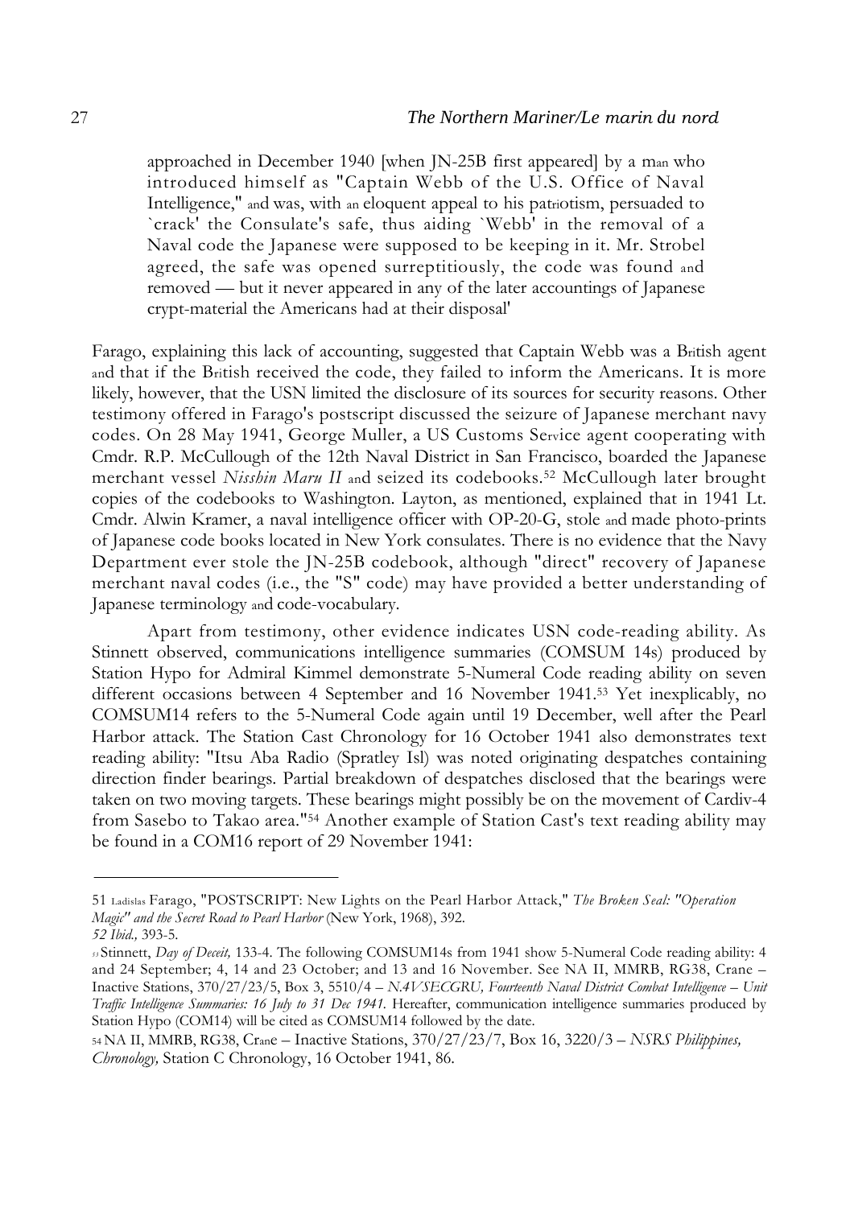> approached in December 1940 [when JN-25B first appeared] by a man who introduced himself as "Captain Webb of the U.S. Office of Naval Intelligence," and was, with an eloquent appeal to his patriotism, persuaded to `crack' the Consulate's safe, thus aiding `Webb' in the removal of a Naval code the Japanese were supposed to be keeping in it. Mr. Strobel agreed, the safe was opened surreptitiously, the code was found and removed — but it never appeared in any of the later accountings of Japanese crypt-material the Americans had at their disposal'

Farago, explaining this lack of accounting, suggested that Captain Webb was a British agent and that if the British received the code, they failed to inform the Americans. It is more likely, however, that the USN limited the disclosure of its sources for security reasons. Other testimony offered in Farago's postscript discussed the seizure of Japanese merchant navy codes. On 28 May 1941, George Muller, a US Customs Service agent cooperating with Cmdr. R.P. McCullough of the 12th Naval District in San Francisco, boarded the Japanese merchant vessel *Nisshin Maru II* and seized its codebooks.[52] McCullough later brought copies of the codebooks to Washington. Layton, as mentioned, explained that in 1941 Lt. Cmdr. Alwin Kramer, a naval intelligence officer with OP-20-G, stole and made photo-prints of Japanese code books located in New York consulates. There is no evidence that the Navy Department ever stole the JN-25B codebook, although "direct" recovery of Japanese merchant naval codes (i.e., the "S" code) may have provided a better understanding of Japanese terminology and code-vocabulary.

Apart from testimony, other evidence indicates USN code-reading ability. As Stinnett observed, communications intelligence summaries (COMSUM 14s) produced by Station Hypo for Admiral Kimmel demonstrate 5-Numeral Code reading ability on seven different occasions between 4 September and 16 November 1941.[53] Yet inexplicably, no COMSUM14 refers to the 5-Numeral Code again until 19 December, well after the Pearl Harbor attack. The Station Cast Chronology for 16 October 1941 also demonstrates text reading ability: "Itsu Aba Radio (Spratley Isl) was noted originating despatches containing direction finder bearings. Partial breakdown of despatches disclosed that the bearings were taken on two moving targets. These bearings might possibly be on the movement of Cardiv-4 from Sasebo to Takao area."[54] Another example of Station Cast's text reading ability may be found in a COM16 report of 29 November 1941:

---

51 Ladislas Farago, "POSTSCRIPT: New Lights on the Pearl Harbor Attack," *The Broken Seal: "Operation Magic" and the Secret Road to Pearl Harbor* (New York, 1968), 392.

52 *Ibid.,* 393-5.

53 Stinnett, *Day of Deceit,* 133-4. The following COMSUM14s from 1941 show 5-Numeral Code reading ability: 4 and 24 September; 4, 14 and 23 October; and 13 and 16 November. See NA II, MMRB, RG38, Crane – Inactive Stations, 370/27/23/5, Box 3, 5510/4 – *N.4VSECGRU, Fourteenth Naval District Combat Intelligence – Unit Traffic Intelligence Summaries: 16 July to 31 Dec 1941.* Hereafter, communication intelligence summaries produced by Station Hypo (COM14) will be cited as COMSUM14 followed by the date.

54 NA II, MMRB, RG38, Crane – Inactive Stations, 370/27/23/7, Box 16, 3220/3 – *NSRS Philippines, Chronology,* Station C Chronology, 16 October 1941, 86.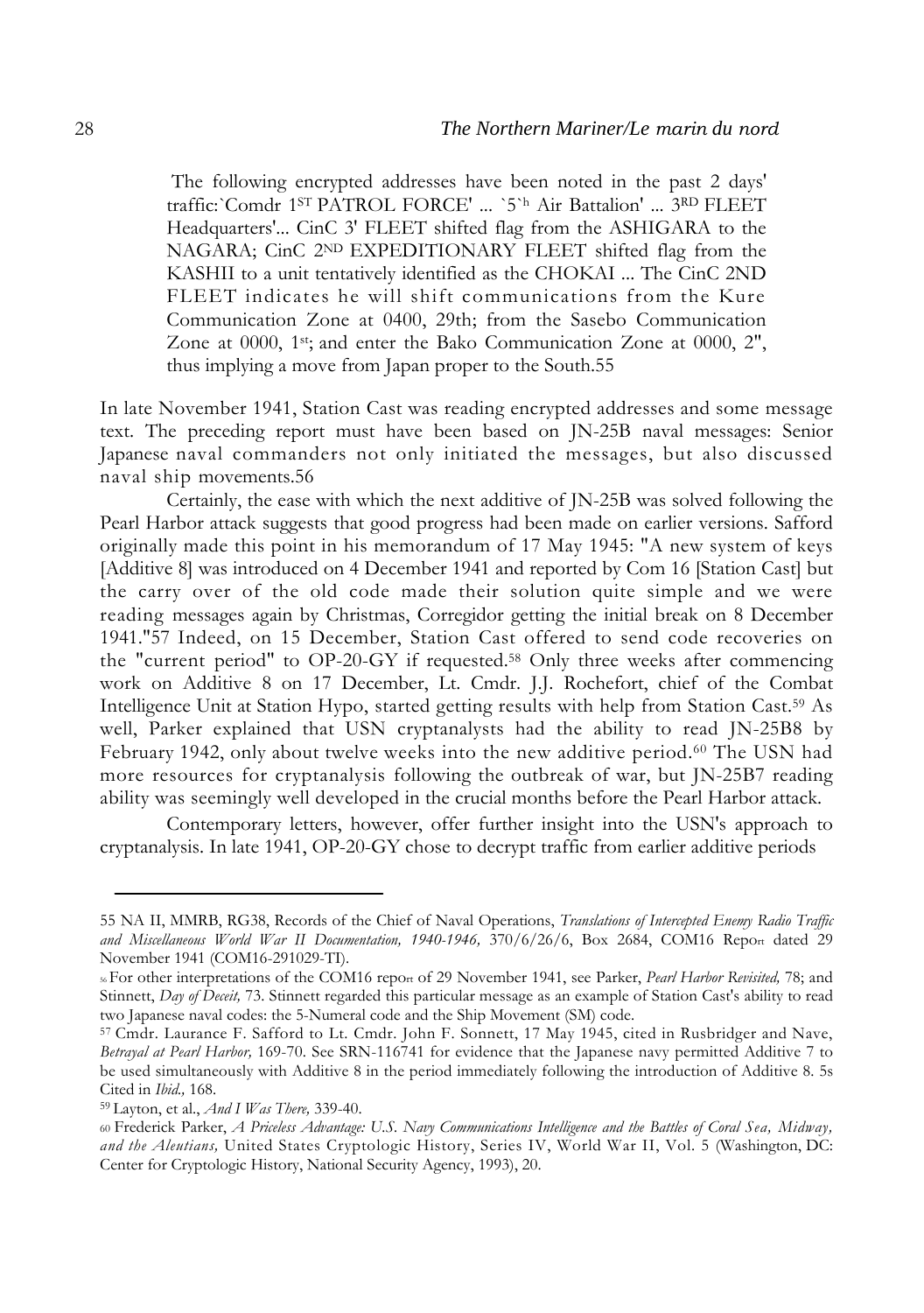> The following encrypted addresses have been noted in the past 2 days' traffic:`Comdr 1ST PATROL FORCE' ... `5`h Air Battalion' ... 3RD FLEET Headquarters'... CinC 3' FLEET shifted flag from the ASHIGARA to the NAGARA; CinC 2ND EXPEDITIONARY FLEET shifted flag from the KASHII to a unit tentatively identified as the CHOKAI ... The CinC 2ND FLEET indicates he will shift communications from the Kure Communication Zone at 0400, 29th; from the Sasebo Communication Zone at 0000, 1st; and enter the Bako Communication Zone at 0000, 2", thus implying a move from Japan proper to the South.[55]

In late November 1941, Station Cast was reading encrypted addresses and some message text. The preceding report must have been based on JN-25B naval messages: Senior Japanese naval commanders not only initiated the messages, but also discussed naval ship movements.[56]

Certainly, the ease with which the next additive of JN-25B was solved following the Pearl Harbor attack suggests that good progress had been made on earlier versions. Safford originally made this point in his memorandum of 17 May 1945: "A new system of keys [Additive 8] was introduced on 4 December 1941 and reported by Com 16 [Station Cast] but the carry over of the old code made their solution quite simple and we were reading messages again by Christmas, Corregidor getting the initial break on 8 December 1941."[57] Indeed, on 15 December, Station Cast offered to send code recoveries on the "current period" to OP-20-GY if requested.[58] Only three weeks after commencing work on Additive 8 on 17 December, Lt. Cmdr. J.J. Rochefort, chief of the Combat Intelligence Unit at Station Hypo, started getting results with help from Station Cast.[59] As well, Parker explained that USN cryptanalysts had the ability to read JN-25B8 by February 1942, only about twelve weeks into the new additive period.[60] The USN had more resources for cryptanalysis following the outbreak of war, but JN-25B7 reading ability was seemingly well developed in the crucial months before the Pearl Harbor attack.

Contemporary letters, however, offer further insight into the USN's approach to cryptanalysis. In late 1941, OP-20-GY chose to decrypt traffic from earlier additive periods

---

55 NA II, MMRB, RG38, Records of the Chief of Naval Operations, *Translations of Intercepted Enemy Radio Traffic and Miscellaneous World War II Documentation, 1940-1946,* 370/6/26/6, Box 2684, COM16 Report dated 29 November 1941 (COM16-291029-TI).

56 For other interpretations of the COM16 report of 29 November 1941, see Parker, *Pearl Harbor Revisited,* 78; and Stinnett, *Day of Deceit,* 73. Stinnett regarded this particular message as an example of Station Cast's ability to read two Japanese naval codes: the 5-Numeral code and the Ship Movement (SM) code.

57 Cmdr. Laurance F. Safford to Lt. Cmdr. John F. Sonnett, 17 May 1945, cited in Rusbridger and Nave, *Betrayal at Pearl Harbor,* 169-70. See SRN-116741 for evidence that the Japanese navy permitted Additive 7 to be used simultaneously with Additive 8 in the period immediately following the introduction of Additive 8. 58 Cited in *Ibid.,* 168.

59 Layton, et al., *And I Was There,* 339-40.

60 Frederick Parker, *A Priceless Advantage: U.S. Navy Communications Intelligence and the Battles of Coral Sea, Midway, and the Aleutians,* United States Cryptologic History, Series IV, World War II, Vol. 5 (Washington, DC: Center for Cryptologic History, National Security Agency, 1993), 20.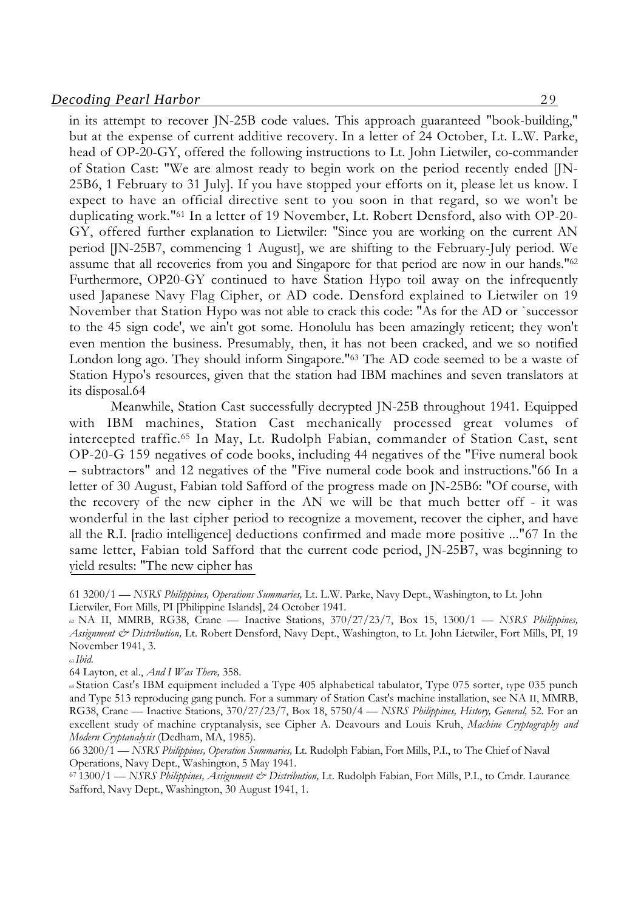in its attempt to recover JN-25B code values. This approach guaranteed "book-building," but at the expense of current additive recovery. In a letter of 24 October, Lt. L.W. Parke, head of OP-20-GY, offered the following instructions to Lt. John Lietwiler, co-commander of Station Cast: "We are almost ready to begin work on the period recently ended [JN-25B6, 1 February to 31 July]. If you have stopped your efforts on it, please let us know. I expect to have an official directive sent to you soon in that regard, so we won't be duplicating work."[61] In a letter of 19 November, Lt. Robert Densford, also with OP-20-GY, offered further explanation to Lietwiler: "Since you are working on the current AN period [JN-25B7, commencing 1 August], we are shifting to the February-July period. We assume that all recoveries from you and Singapore for that period are now in our hands."[62] Furthermore, OP20-GY continued to have Station Hypo toil away on the infrequently used Japanese Navy Flag Cipher, or AD code. Densford explained to Lietwiler on 19 November that Station Hypo was not able to crack this code: "As for the AD or `successor to the 45 sign code', we ain't got some. Honolulu has been amazingly reticent; they won't even mention the business. Presumably, then, it has not been cracked, and we so notified London long ago. They should inform Singapore."[63] The AD code seemed to be a waste of Station Hypo's resources, given that the station had IBM machines and seven translators at its disposal.[64]

Meanwhile, Station Cast successfully decrypted JN-25B throughout 1941. Equipped with IBM machines, Station Cast mechanically processed great volumes of intercepted traffic.[65] In May, Lt. Rudolph Fabian, commander of Station Cast, sent OP-20-G 159 negatives of code books, including 44 negatives of the "Five numeral book – subtractors" and 12 negatives of the "Five numeral code book and instructions."[66] In a letter of 30 August, Fabian told Safford of the progress made on JN-25B6: "Of course, with the recovery of the new cipher in the AN we will be that much better off - it was wonderful in the last cipher period to recognize a movement, recover the cipher, and have all the R.I. [radio intelligence] deductions confirmed and made more positive ..."[67] In the same letter, Fabian told Safford that the current code period, JN-25B7, was beginning to yield results: "The new cipher has

---

61 3200/1 — *NSRS Philippines, Operations Summaries,* Lt. L.W. Parke, Navy Dept., Washington, to Lt. John Lietwiler, Fort Mills, PI [Philippine Islands], 24 October 1941.

62 NA II, MMRB, RG38, Crane — Inactive Stations, 370/27/23/7, Box 15, 1300/1 — *NSRS Philippines, Assignment & Distribution,* Lt. Robert Densford, Navy Dept., Washington, to Lt. John Lietwiler, Fort Mills, PI, 19 November 1941, 3.

63 *Ibid.*

64 Layton, et al., *And I Was There,* 358.

65 Station Cast's IBM equipment included a Type 405 alphabetical tabulator, Type 075 sorter, type 035 punch and Type 513 reproducing gang punch. For a summary of Station Cast's machine installation, see NA II, MMRB, RG38, Crane — Inactive Stations, 370/27/23/7, Box 18, 5750/4 — *NSRS Philippines, History, General,* 52. For an excellent study of machine cryptanalysis, see Cipher A. Deavours and Louis Kruh, *Machine Cryptography and Modern Cryptanalysis* (Dedham, MA, 1985).

66 3200/1 — *NSRS Philippines, Operation Summaries,* Lt. Rudolph Fabian, Fort Mills, P.I., to The Chief of Naval Operations, Navy Dept., Washington, 5 May 1941.

67 1300/1 — *NSRS Philippines, Assignment & Distribution,* Lt. Rudolph Fabian, Fort Mills, P.I., to Cmdr. Laurance Safford, Navy Dept., Washington, 30 August 1941, 1.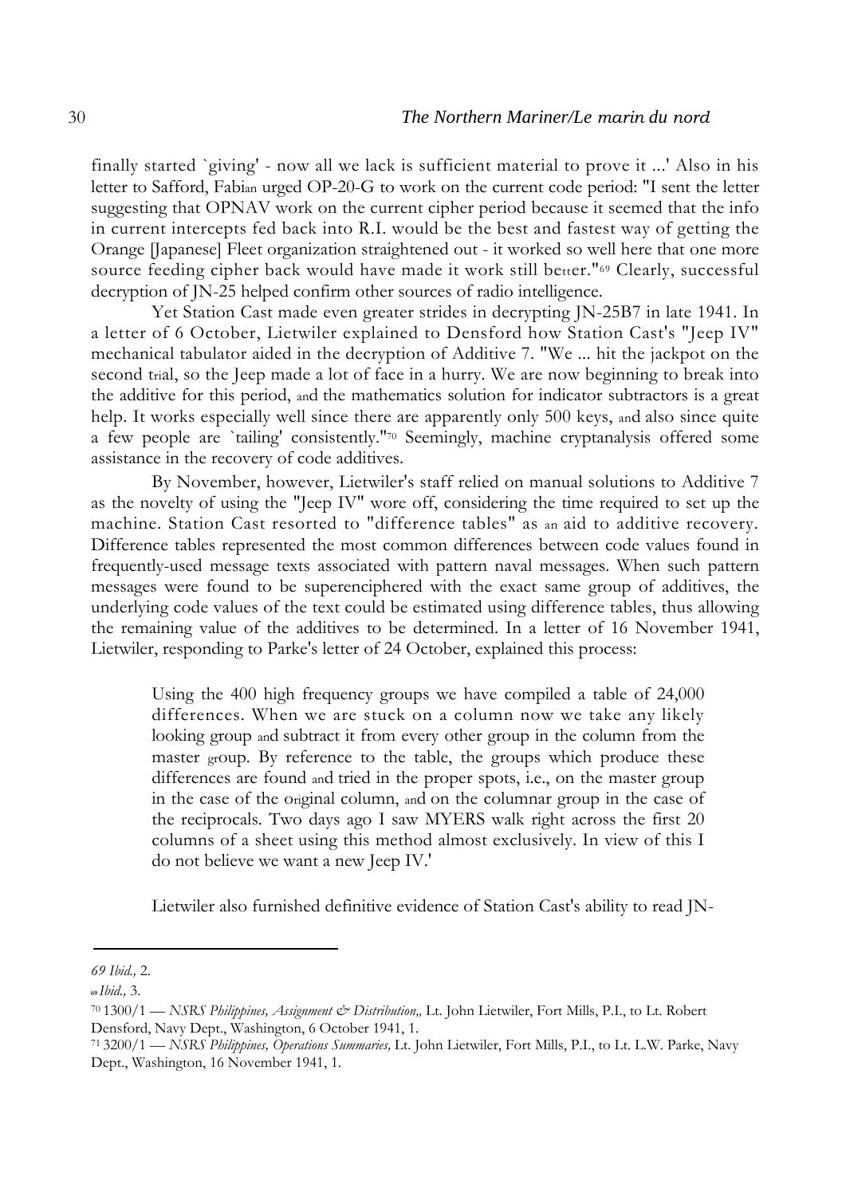finally started `giving' - now all we lack is sufficient material to prove it ...' Also in his letter to Safford, Fabian urged OP-20-G to work on the current code period: "I sent the letter suggesting that OPNAV work on the current cipher period because it seemed that the info in current intercepts fed back into R.I. would be the best and fastest way of getting the Orange [Japanese] Fleet organization straightened out - it worked so well here that one more source feeding cipher back would have made it work still better."[69] Clearly, successful decryption of JN-25 helped confirm other sources of radio intelligence.

Yet Station Cast made even greater strides in decrypting JN-25B7 in late 1941. In a letter of 6 October, Lietwiler explained to Densford how Station Cast's "Jeep IV" mechanical tabulator aided in the decryption of Additive 7. "We ... hit the jackpot on the second trial, so the Jeep made a lot of face in a hurry. We are now beginning to break into the additive for this period, and the mathematics solution for indicator subtractors is a great help. It works especially well since there are apparently only 500 keys, and also since quite a few people are `tailing' consistently."[70] Seemingly, machine cryptanalysis offered some assistance in the recovery of code additives.

By November, however, Lietwiler's staff relied on manual solutions to Additive 7 as the novelty of using the "Jeep IV" wore off, considering the time required to set up the machine. Station Cast resorted to "difference tables" as an aid to additive recovery. Difference tables represented the most common differences between code values found in frequently-used message texts associated with pattern naval messages. When such pattern messages were found to be superenciphered with the exact same group of additives, the underlying code values of the text could be estimated using difference tables, thus allowing the remaining value of the additives to be determined. In a letter of 16 November 1941, Lietwiler, responding to Parke's letter of 24 October, explained this process:

> Using the 400 high frequency groups we have compiled a table of 24,000 differences. When we are stuck on a column now we take any likely looking group and subtract it from every other group in the column from the master group. By reference to the table, the groups which produce these differences are found and tried in the proper spots, i.e., on the master group in the case of the original column, and on the columnar group in the case of the reciprocals. Two days ago I saw MYERS walk right across the first 20 columns of a sheet using this method almost exclusively. In view of this I do not believe we want a new Jeep IV.'

Lietwiler also furnished definitive evidence of Station Cast's ability to read JN-

---

69 *Ibid.,* 2.

69 *Ibid.,* 3.

70 1300/1 — *NSRS Philippines, Assignment & Distribution,,* Lt. John Lietwiler, Fort Mills, P.I., to Lt. Robert Densford, Navy Dept., Washington, 6 October 1941, 1.

71 3200/1 — *NSRS Philippines, Operations Summaries,* Lt. John Lietwiler, Fort Mills, P.I., to Lt. L.W. Parke, Navy Dept., Washington, 16 November 1941, 1.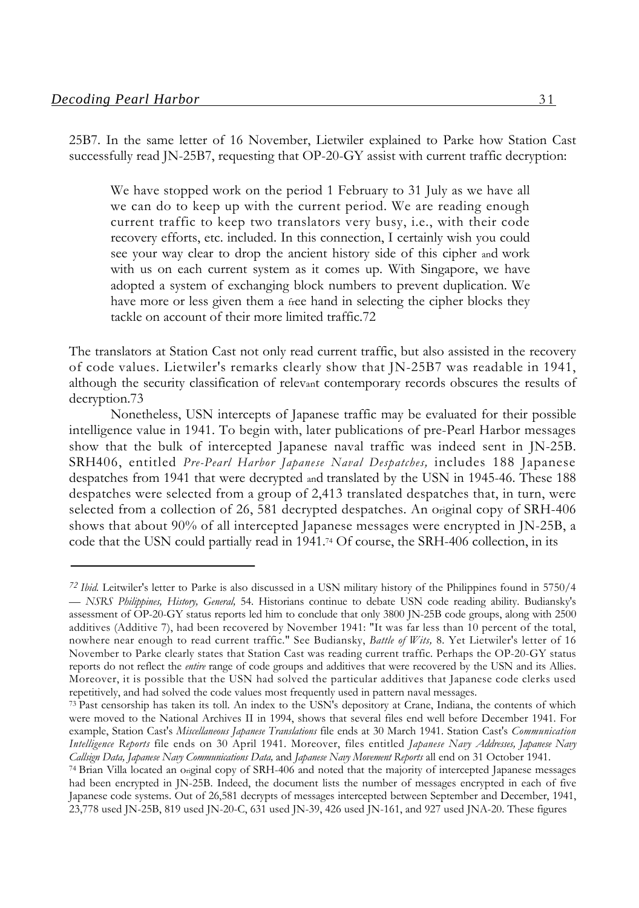25B7. In the same letter of 16 November, Lietwiler explained to Parke how Station Cast successfully read JN-25B7, requesting that OP-20-GY assist with current traffic decryption:

> We have stopped work on the period 1 February to 31 July as we have all we can do to keep up with the current period. We are reading enough current traffic to keep two translators very busy, i.e., with their code recovery efforts, etc. included. In this connection, I certainly wish you could see your way clear to drop the ancient history side of this cipher and work with us on each current system as it comes up. With Singapore, we have adopted a system of exchanging block numbers to prevent duplication. We have more or less given them a free hand in selecting the cipher blocks they tackle on account of their more limited traffic.72

The translators at Station Cast not only read current traffic, but also assisted in the recovery of code values. Lietwiler's remarks clearly show that JN-25B7 was readable in 1941, although the security classification of relevant contemporary records obscures the results of decryption.73

Nonetheless, USN intercepts of Japanese traffic may be evaluated for their possible intelligence value in 1941. To begin with, later publications of pre-Pearl Harbor messages show that the bulk of intercepted Japanese naval traffic was indeed sent in JN-25B. SRH406, entitled *Pre-Pearl Harbor Japanese Naval Despatches,* includes 188 Japanese despatches from 1941 that were decrypted and translated by the USN in 1945-46. These 188 despatches were selected from a group of 2,413 translated despatches that, in turn, were selected from a collection of 26, 581 decrypted despatches. An original copy of SRH-406 shows that about 90% of all intercepted Japanese messages were encrypted in JN-25B, a code that the USN could partially read in 1941.[74] Of course, the SRH-406 collection, in its

---

[72] *Ibid.* Leitwiler's letter to Parke is also discussed in a USN military history of the Philippines found in 5750/4 — *NSRS Philippines, History, General,* 54. Historians continue to debate USN code reading ability. Budiansky's assessment of OP-20-GY status reports led him to conclude that only 3800 JN-25B code groups, along with 2500 additives (Additive 7), had been recovered by November 1941: "It was far less than 10 percent of the total, nowhere near enough to read current traffic." See Budiansky, *Battle of Wits,* 8. Yet Lietwiler's letter of 16 November to Parke clearly states that Station Cast was reading current traffic. Perhaps the OP-20-GY status reports do not reflect the *entire* range of code groups and additives that were recovered by the USN and its Allies. Moreover, it is possible that the USN had solved the particular additives that Japanese code clerks used repetitively, and had solved the code values most frequently used in pattern naval messages.

[73] Past censorship has taken its toll. An index to the USN's depository at Crane, Indiana, the contents of which were moved to the National Archives II in 1994, shows that several files end well before December 1941. For example, Station Cast's *Miscellaneous Japanese Translations* file ends at 30 March 1941. Station Cast's *Communication Intelligence Reports* file ends on 30 April 1941. Moreover, files entitled *Japanese Navy Addresses, Japanese Navy Callsign Data, Japanese Navy Communications Data,* and *Japanese Navy Movement Reports* all end on 31 October 1941.

[74] Brian Villa located an original copy of SRH-406 and noted that the majority of intercepted Japanese messages had been encrypted in JN-25B. Indeed, the document lists the number of messages encrypted in each of five Japanese code systems. Out of 26,581 decrypts of messages intercepted between September and December, 1941, 23,778 used JN-25B, 819 used JN-20-C, 631 used JN-39, 426 used JN-161, and 927 used JNA-20. These figures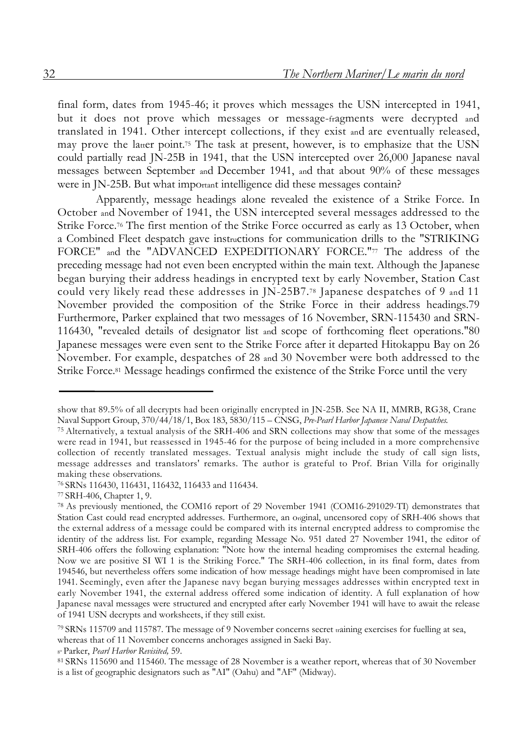final form, dates from 1945-46; it proves which messages the USN intercepted in 1941, but it does not prove which messages or message-fragments were decrypted and translated in 1941. Other intercept collections, if they exist and are eventually released, may prove the latter point.[75] The task at present, however, is to emphasize that the USN could partially read JN-25B in 1941, that the USN intercepted over 26,000 Japanese naval messages between September and December 1941, and that about 90% of these messages were in JN-25B. But what important intelligence did these messages contain?

Apparently, message headings alone revealed the existence of a Strike Force. In October and November of 1941, the USN intercepted several messages addressed to the Strike Force.[76] The first mention of the Strike Force occurred as early as 13 October, when a Combined Fleet despatch gave instructions for communication drills to the "STRIKING FORCE" and the "ADVANCED EXPEDITIONARY FORCE."[77] The address of the preceding message had not even been encrypted within the main text. Although the Japanese began burying their address headings in encrypted text by early November, Station Cast could very likely read these addresses in JN-25B7.[78] Japanese despatches of 9 and 11 November provided the composition of the Strike Force in their address headings.[79] Furthermore, Parker explained that two messages of 16 November, SRN-115430 and SRN-116430, "revealed details of designator list and scope of forthcoming fleet operations."[80] Japanese messages were even sent to the Strike Force after it departed Hitokappu Bay on 26 November. For example, despatches of 28 and 30 November were both addressed to the Strike Force.[81] Message headings confirmed the existence of the Strike Force until the very

---

show that 89.5% of all decrypts had been originally encrypted in JN-25B. See NA II, MMRB, RG38, Crane Naval Support Group, 370/44/18/1, Box 183, 5830/115 – CNSG, *Pre-Pearl Harbor Japanese Naval Despatches.*

[75] Alternatively, a textual analysis of the SRH-406 and SRN collections may show that some of the messages were read in 1941, but reassessed in 1945-46 for the purpose of being included in a more comprehensive collection of recently translated messages. Textual analysis might include the study of call sign lists, message addresses and translators' remarks. The author is grateful to Prof. Brian Villa for originally making these observations.

[76] SRNs 116430, 116431, 116432, 116433 and 116434.

[77] SRH-406, Chapter 1, 9.

[78] As previously mentioned, the COM16 report of 29 November 1941 (COM16-291029-TI) demonstrates that Station Cast could read encrypted addresses. Furthermore, an original, uncensored copy of SRH-406 shows that the external address of a message could be compared with its internal encrypted address to compromise the identity of the address list. For example, regarding Message No. 951 dated 27 November 1941, the editor of SRH-406 offers the following explanation: "Note how the internal heading compromises the external heading. Now we are positive SI WI 1 is the Striking Force." The SRH-406 collection, in its final form, dates from 194546, but nevertheless offers some indication of how message headings might have been compromised in late 1941. Seemingly, even after the Japanese navy began burying messages addresses within encrypted text in early November 1941, the external address offered some indication of identity. A full explanation of how Japanese naval messages were structured and encrypted after early November 1941 will have to await the release of 1941 USN decrypts and worksheets, if they still exist.

[79] SRNs 115709 and 115787. The message of 9 November concerns secret training exercises for fuelling at sea, whereas that of 11 November concerns anchorages assigned in Saeki Bay.

[80] Parker, *Pearl Harbor Revisited,* 59.

[81] SRNs 115690 and 115460. The message of 28 November is a weather report, whereas that of 30 November is a list of geographic designators such as "AI" (Oahu) and "AF" (Midway).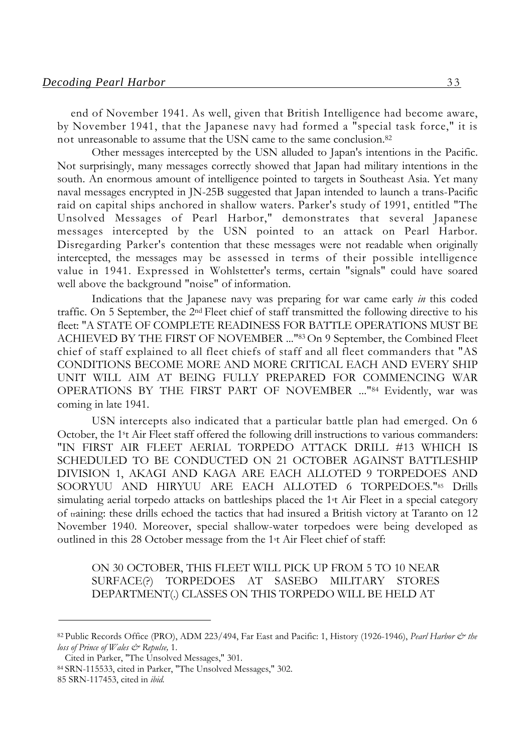end of November 1941. As well, given that British Intelligence had become aware, by November 1941, that the Japanese navy had formed a "special task force," it is not unreasonable to assume that the USN came to the same conclusion.[82]

Other messages intercepted by the USN alluded to Japan's intentions in the Pacific. Not surprisingly, many messages correctly showed that Japan had military intentions in the south. An enormous amount of intelligence pointed to targets in Southeast Asia. Yet many naval messages encrypted in JN-25B suggested that Japan intended to launch a trans-Pacific raid on capital ships anchored in shallow waters. Parker's study of 1991, entitled "The Unsolved Messages of Pearl Harbor," demonstrates that several Japanese messages intercepted by the USN pointed to an attack on Pearl Harbor. Disregarding Parker's contention that these messages were not readable when originally intercepted, the messages may be assessed in terms of their possible intelligence value in 1941. Expressed in Wohlstetter's terms, certain "signals" could have soared well above the background "noise" of information.

Indications that the Japanese navy was preparing for war came early *in* this coded traffic. On 5 September, the 2nd Fleet chief of staff transmitted the following directive to his fleet: "A STATE OF COMPLETE READINESS FOR BATTLE OPERATIONS MUST BE ACHIEVED BY THE FIRST OF NOVEMBER ..."[83] On 9 September, the Combined Fleet chief of staff explained to all fleet chiefs of staff and all fleet commanders that "AS CONDITIONS BECOME MORE AND MORE CRITICAL EACH AND EVERY SHIP UNIT WILL AIM AT BEING FULLY PREPARED FOR COMMENCING WAR OPERATIONS BY THE FIRST PART OF NOVEMBER ..."[84] Evidently, war was coming in late 1941.

USN intercepts also indicated that a particular battle plan had emerged. On 6 October, the 1st Air Fleet staff offered the following drill instructions to various commanders: "IN FIRST AIR FLEET AERIAL TORPEDO ATTACK DRILL #13 WHICH IS SCHEDULED TO BE CONDUCTED ON 21 OCTOBER AGAINST BATTLESHIP DIVISION 1, AKAGI AND KAGA ARE EACH ALLOTED 9 TORPEDOES AND SOORYUU AND HIRYUU ARE EACH ALLOTED 6 TORPEDOES."[85] Drills simulating aerial torpedo attacks on battleships placed the 1st Air Fleet in a special category of training: these drills echoed the tactics that had insured a British victory at Taranto on 12 November 1940. Moreover, special shallow-water torpedoes were being developed as outlined in this 28 October message from the 1st Air Fleet chief of staff:

> ON 30 OCTOBER, THIS FLEET WILL PICK UP FROM 5 TO 10 NEAR SURFACE(?) TORPEDOES AT SASEBO MILITARY STORES DEPARTMENT(.) CLASSES ON THIS TORPEDO WILL BE HELD AT

---

[82] Public Records Office (PRO), ADM 223/494, Far East and Pacific: 1, History (1926-1946), *Pearl Harbor & the loss of Prince of Wales & Repulse,* 1.

Cited in Parker, "The Unsolved Messages," 301.

[84] SRN-115533, cited in Parker, "The Unsolved Messages," 302.

85 SRN-117453, cited in *ibid.*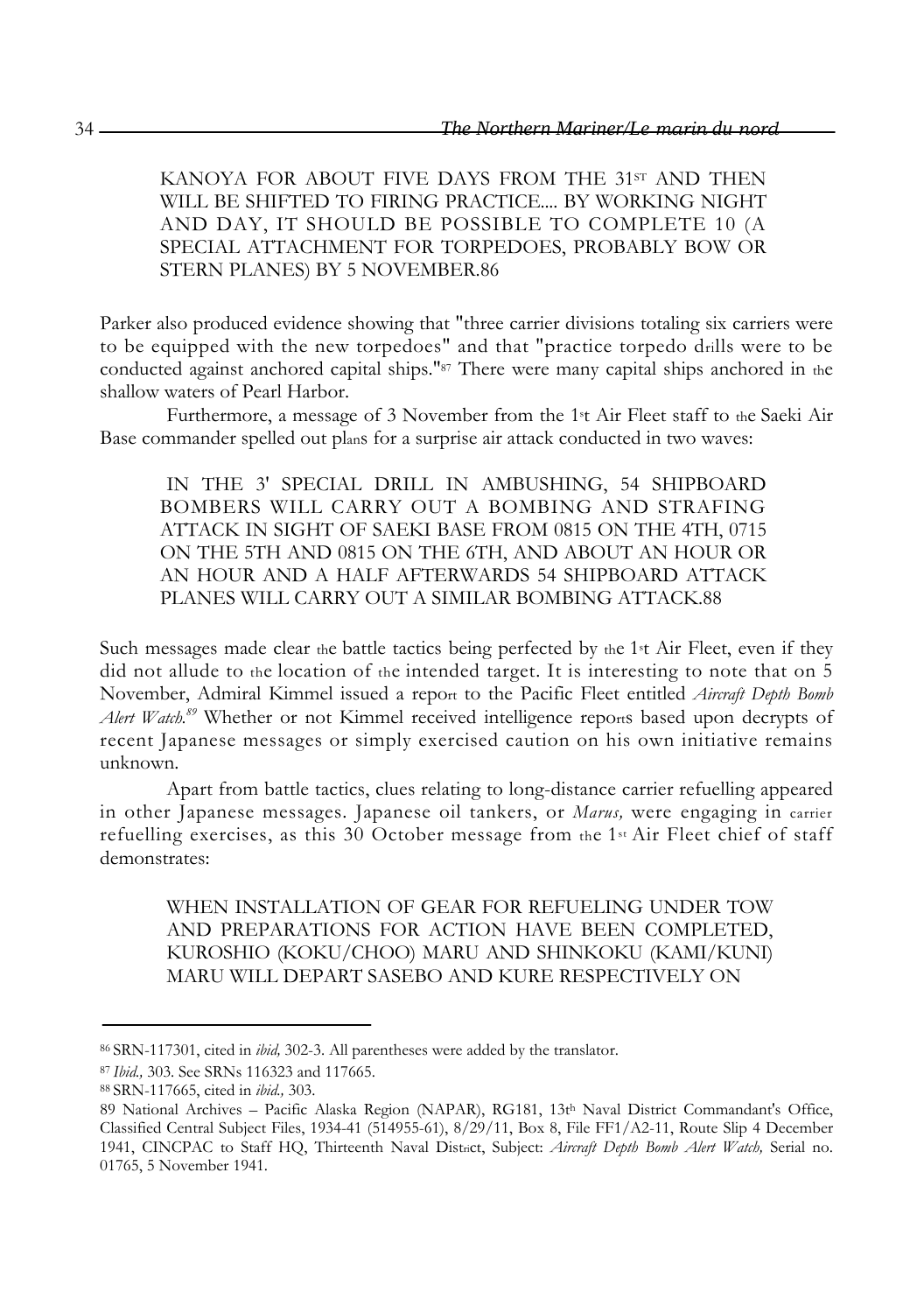KANOYA FOR ABOUT FIVE DAYS FROM THE 31ST AND THEN WILL BE SHIFTED TO FIRING PRACTICE.... BY WORKING NIGHT AND DAY, IT SHOULD BE POSSIBLE TO COMPLETE 10 (A SPECIAL ATTACHMENT FOR TORPEDOES, PROBABLY BOW OR STERN PLANES) BY 5 NOVEMBER.86

Parker also produced evidence showing that "three carrier divisions totaling six carriers were to be equipped with the new torpedoes" and that "practice torpedo drills were to be conducted against anchored capital ships."[87] There were many capital ships anchored in the shallow waters of Pearl Harbor.

Furthermore, a message of 3 November from the 1st Air Fleet staff to the Saeki Air Base commander spelled out plans for a surprise air attack conducted in two waves:

IN THE 3' SPECIAL DRILL IN AMBUSHING, 54 SHIPBOARD BOMBERS WILL CARRY OUT A BOMBING AND STRAFING ATTACK IN SIGHT OF SAEKI BASE FROM 0815 ON THE 4TH, 0715 ON THE 5TH AND 0815 ON THE 6TH, AND ABOUT AN HOUR OR AN HOUR AND A HALF AFTERWARDS 54 SHIPBOARD ATTACK PLANES WILL CARRY OUT A SIMILAR BOMBING ATTACK.88

Such messages made clear the battle tactics being perfected by the 1st Air Fleet, even if they did not allude to the location of the intended target. It is interesting to note that on 5 November, Admiral Kimmel issued a report to the Pacific Fleet entitled *Aircraft Depth Bomb Alert Watch.*[89] Whether or not Kimmel received intelligence reports based upon decrypts of recent Japanese messages or simply exercised caution on his own initiative remains unknown.

Apart from battle tactics, clues relating to long-distance carrier refuelling appeared in other Japanese messages. Japanese oil tankers, or *Marus,* were engaging in carrier refuelling exercises, as this 30 October message from the 1st Air Fleet chief of staff demonstrates:

WHEN INSTALLATION OF GEAR FOR REFUELING UNDER TOW AND PREPARATIONS FOR ACTION HAVE BEEN COMPLETED, KUROSHIO (KOKU/CHOO) MARU AND SHINKOKU (KAMI/KUNI) MARU WILL DEPART SASEBO AND KURE RESPECTIVELY ON

---

[86] SRN-117301, cited in *ibid,* 302-3. All parentheses were added by the translator.

[87] *Ibid.,* 303. See SRNs 116323 and 117665.

[88] SRN-117665, cited in *ibid.,* 303.

[89] National Archives – Pacific Alaska Region (NAPAR), RG181, 13th Naval District Commandant's Office, Classified Central Subject Files, 1934-41 (514955-61), 8/29/11, Box 8, File FF1/A2-11, Route Slip 4 December 1941, CINCPAC to Staff HQ, Thirteenth Naval District, Subject: *Aircraft Depth Bomb Alert Watch,* Serial no. 01765, 5 November 1941.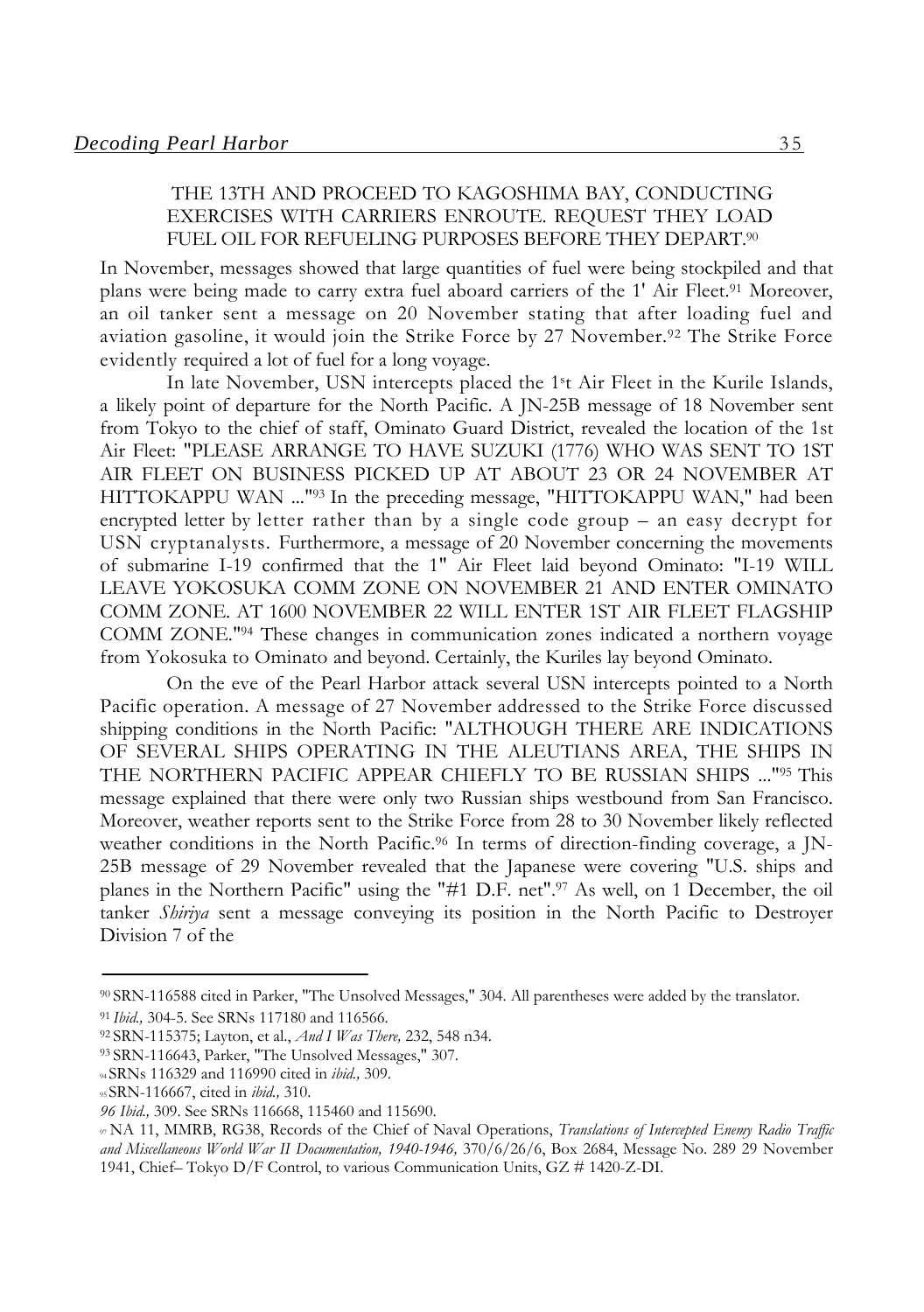THE 13TH AND PROCEED TO KAGOSHIMA BAY, CONDUCTING EXERCISES WITH CARRIERS ENROUTE. REQUEST THEY LOAD FUEL OIL FOR REFUELING PURPOSES BEFORE THEY DEPART.[90]

In November, messages showed that large quantities of fuel were being stockpiled and that plans were being made to carry extra fuel aboard carriers of the 1' Air Fleet.[91] Moreover, an oil tanker sent a message on 20 November stating that after loading fuel and aviation gasoline, it would join the Strike Force by 27 November.[92] The Strike Force evidently required a lot of fuel for a long voyage.

In late November, USN intercepts placed the 1st Air Fleet in the Kurile Islands, a likely point of departure for the North Pacific. A JN-25B message of 18 November sent from Tokyo to the chief of staff, Ominato Guard District, revealed the location of the 1st Air Fleet: "PLEASE ARRANGE TO HAVE SUZUKI (1776) WHO WAS SENT TO 1ST AIR FLEET ON BUSINESS PICKED UP AT ABOUT 23 OR 24 NOVEMBER AT HITTOKAPPU WAN ..."[93] In the preceding message, "HITTOKAPPU WAN," had been encrypted letter by letter rather than by a single code group – an easy decrypt for USN cryptanalysts. Furthermore, a message of 20 November concerning the movements of submarine I-19 confirmed that the 1" Air Fleet laid beyond Ominato: "I-19 WILL LEAVE YOKOSUKA COMM ZONE ON NOVEMBER 21 AND ENTER OMINATO COMM ZONE. AT 1600 NOVEMBER 22 WILL ENTER 1ST AIR FLEET FLAGSHIP COMM ZONE."[94] These changes in communication zones indicated a northern voyage from Yokosuka to Ominato and beyond. Certainly, the Kuriles lay beyond Ominato.

On the eve of the Pearl Harbor attack several USN intercepts pointed to a North Pacific operation. A message of 27 November addressed to the Strike Force discussed shipping conditions in the North Pacific: "ALTHOUGH THERE ARE INDICATIONS OF SEVERAL SHIPS OPERATING IN THE ALEUTIANS AREA, THE SHIPS IN THE NORTHERN PACIFIC APPEAR CHIEFLY TO BE RUSSIAN SHIPS ..."[95] This message explained that there were only two Russian ships westbound from San Francisco. Moreover, weather reports sent to the Strike Force from 28 to 30 November likely reflected weather conditions in the North Pacific.[96] In terms of direction-finding coverage, a JN-25B message of 29 November revealed that the Japanese were covering "U.S. ships and planes in the Northern Pacific" using the "#1 D.F. net".[97] As well, on 1 December, the oil tanker *Shiriya* sent a message conveying its position in the North Pacific to Destroyer Division 7 of the

---

[90] SRN-116588 cited in Parker, "The Unsolved Messages," 304. All parentheses were added by the translator.

[91] *Ibid.,* 304-5. See SRNs 117180 and 116566.

[92] SRN-115375; Layton, et al., *And I Was There,* 232, 548 n34.

[93] SRN-116643, Parker, "The Unsolved Messages," 307.

[94] SRNs 116329 and 116990 cited in *ibid.,* 309.

[95] SRN-116667, cited in *ibid.,* 310.

[96] *Ibid.,* 309. See SRNs 116668, 115460 and 115690.

[97] NA 11, MMRB, RG38, Records of the Chief of Naval Operations, *Translations of Intercepted Enemy Radio Traffic and Miscellaneous World War II Documentation, 1940-1946,* 370/6/26/6, Box 2684, Message No. 289 29 November 1941, Chief– Tokyo D/F Control, to various Communication Units, GZ # 1420-Z-DI.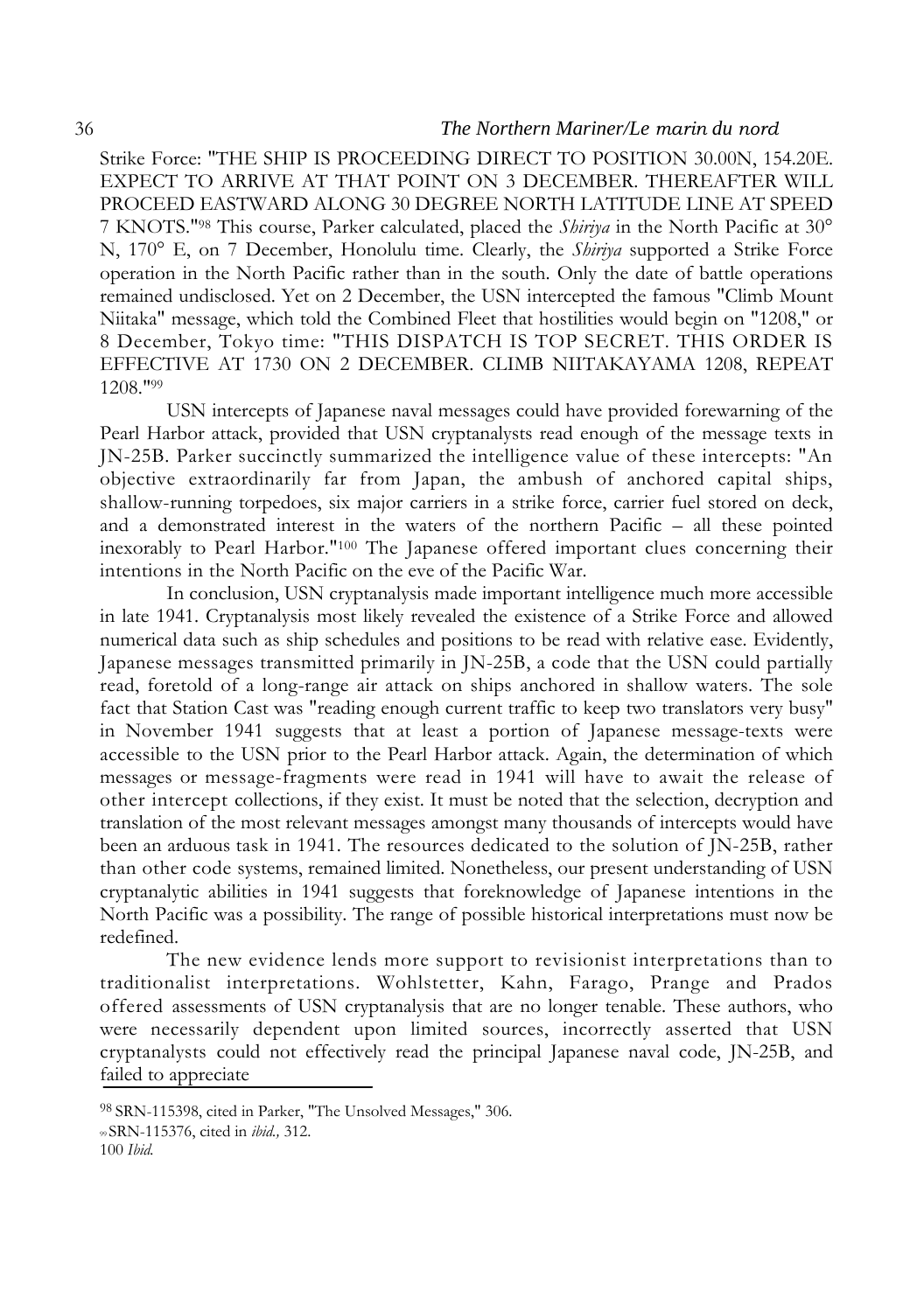Strike Force: "THE SHIP IS PROCEEDING DIRECT TO POSITION 30.00N, 154.20E. EXPECT TO ARRIVE AT THAT POINT ON 3 DECEMBER. THEREAFTER WILL PROCEED EASTWARD ALONG 30 DEGREE NORTH LATITUDE LINE AT SPEED 7 KNOTS."[98] This course, Parker calculated, placed the *Shiriya* in the North Pacific at 30° N, 170° E, on 7 December, Honolulu time. Clearly, the *Shiriya* supported a Strike Force operation in the North Pacific rather than in the south. Only the date of battle operations remained undisclosed. Yet on 2 December, the USN intercepted the famous "Climb Mount Niitaka" message, which told the Combined Fleet that hostilities would begin on "1208," or 8 December, Tokyo time: "THIS DISPATCH IS TOP SECRET. THIS ORDER IS EFFECTIVE AT 1730 ON 2 DECEMBER. CLIMB NIITAKAYAMA 1208, REPEAT 1208."[99]

USN intercepts of Japanese naval messages could have provided forewarning of the Pearl Harbor attack, provided that USN cryptanalysts read enough of the message texts in JN-25B. Parker succinctly summarized the intelligence value of these intercepts: "An objective extraordinarily far from Japan, the ambush of anchored capital ships, shallow-running torpedoes, six major carriers in a strike force, carrier fuel stored on deck, and a demonstrated interest in the waters of the northern Pacific – all these pointed inexorably to Pearl Harbor."[100] The Japanese offered important clues concerning their intentions in the North Pacific on the eve of the Pacific War.

In conclusion, USN cryptanalysis made important intelligence much more accessible in late 1941. Cryptanalysis most likely revealed the existence of a Strike Force and allowed numerical data such as ship schedules and positions to be read with relative ease. Evidently, Japanese messages transmitted primarily in JN-25B, a code that the USN could partially read, foretold of a long-range air attack on ships anchored in shallow waters. The sole fact that Station Cast was "reading enough current traffic to keep two translators very busy" in November 1941 suggests that at least a portion of Japanese message-texts were accessible to the USN prior to the Pearl Harbor attack. Again, the determination of which messages or message-fragments were read in 1941 will have to await the release of other intercept collections, if they exist. It must be noted that the selection, decryption and translation of the most relevant messages amongst many thousands of intercepts would have been an arduous task in 1941. The resources dedicated to the solution of JN-25B, rather than other code systems, remained limited. Nonetheless, our present understanding of USN cryptanalytic abilities in 1941 suggests that foreknowledge of Japanese intentions in the North Pacific was a possibility. The range of possible historical interpretations must now be redefined.

The new evidence lends more support to revisionist interpretations than to traditionalist interpretations. Wohlstetter, Kahn, Farago, Prange and Prados offered assessments of USN cryptanalysis that are no longer tenable. These authors, who were necessarily dependent upon limited sources, incorrectly asserted that USN cryptanalysts could not effectively read the principal Japanese naval code, JN-25B, and failed to appreciate

---

[98] SRN-115398, cited in Parker, "The Unsolved Messages," 306.

[99] SRN-115376, cited in *ibid.,* 312.

[100] *Ibid.*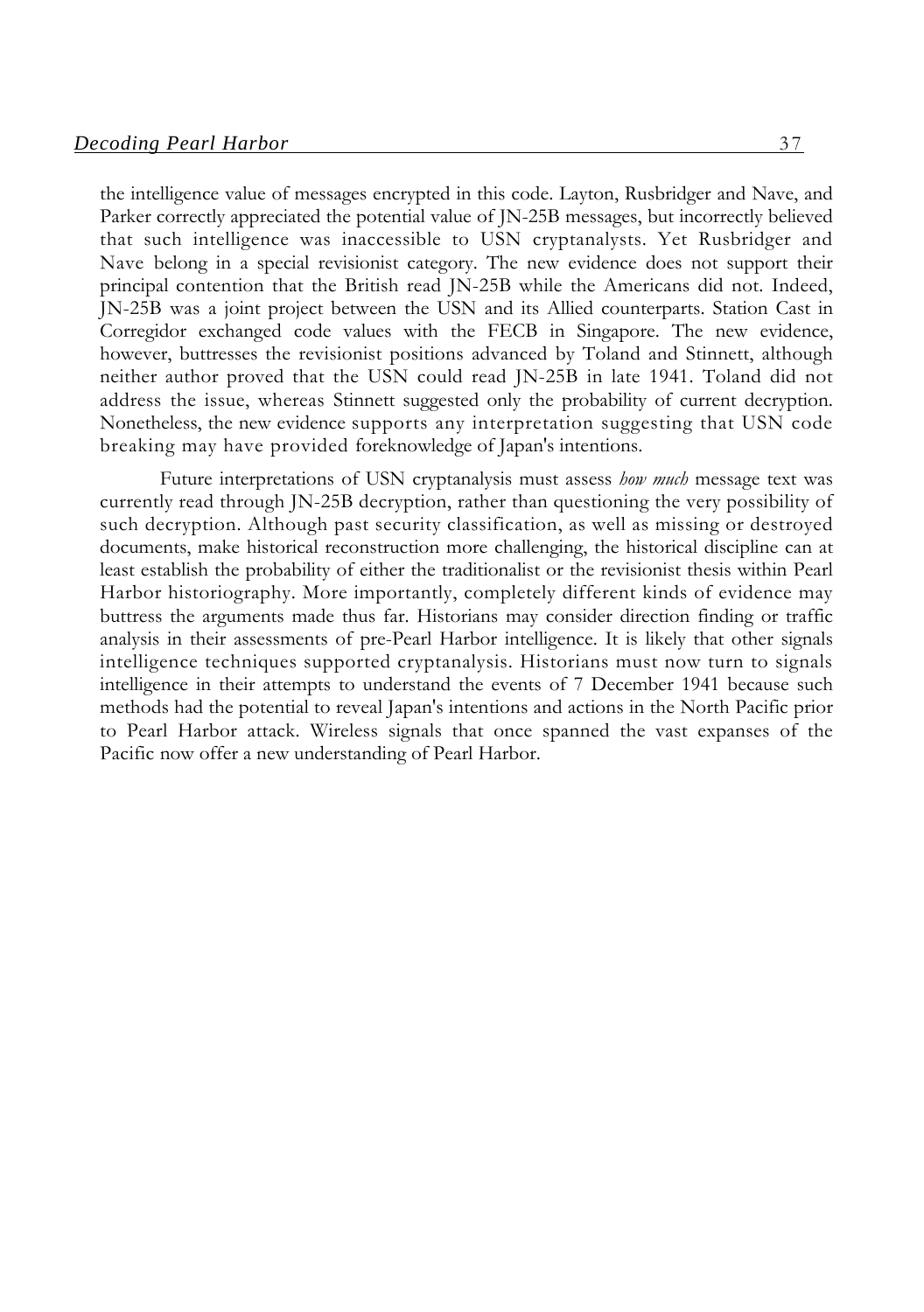the intelligence value of messages encrypted in this code. Layton, Rusbridger and Nave, and Parker correctly appreciated the potential value of JN-25B messages, but incorrectly believed that such intelligence was inaccessible to USN cryptanalysts. Yet Rusbridger and Nave belong in a special revisionist category. The new evidence does not support their principal contention that the British read JN-25B while the Americans did not. Indeed, JN-25B was a joint project between the USN and its Allied counterparts. Station Cast in Corregidor exchanged code values with the FECB in Singapore. The new evidence, however, buttresses the revisionist positions advanced by Toland and Stinnett, although neither author proved that the USN could read JN-25B in late 1941. Toland did not address the issue, whereas Stinnett suggested only the probability of current decryption. Nonetheless, the new evidence supports any interpretation suggesting that USN code breaking may have provided foreknowledge of Japan's intentions.

Future interpretations of USN cryptanalysis must assess *how much* message text was currently read through JN-25B decryption, rather than questioning the very possibility of such decryption. Although past security classification, as well as missing or destroyed documents, make historical reconstruction more challenging, the historical discipline can at least establish the probability of either the traditionalist or the revisionist thesis within Pearl Harbor historiography. More importantly, completely different kinds of evidence may buttress the arguments made thus far. Historians may consider direction finding or traffic analysis in their assessments of pre-Pearl Harbor intelligence. It is likely that other signals intelligence techniques supported cryptanalysis. Historians must now turn to signals intelligence in their attempts to understand the events of 7 December 1941 because such methods had the potential to reveal Japan's intentions and actions in the North Pacific prior to Pearl Harbor attack. Wireless signals that once spanned the vast expanses of the Pacific now offer a new understanding of Pearl Harbor.